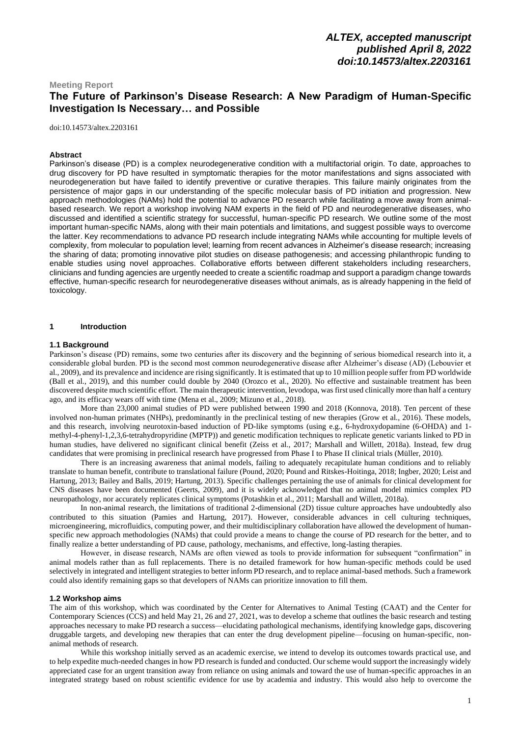*ALTEX, accepted manuscript*
*published April 8, 2022*
*doi:10.14573/altex.2203161*

**Meeting Report**

# The Future of Parkinson's Disease Research: A New Paradigm of Human-Specific Investigation Is Necessary… and Possible

doi:10.14573/altex.2203161

### Abstract

Parkinson's disease (PD) is a complex neurodegenerative condition with a multifactorial origin. To date, approaches to drug discovery for PD have resulted in symptomatic therapies for the motor manifestations and signs associated with neurodegeneration but have failed to identify preventive or curative therapies. This failure mainly originates from the persistence of major gaps in our understanding of the specific molecular basis of PD initiation and progression. New approach methodologies (NAMs) hold the potential to advance PD research while facilitating a move away from animal-based research. We report a workshop involving NAM experts in the field of PD and neurodegenerative diseases, who discussed and identified a scientific strategy for successful, human-specific PD research. We outline some of the most important human-specific NAMs, along with their main potentials and limitations, and suggest possible ways to overcome the latter. Key recommendations to advance PD research include integrating NAMs while accounting for multiple levels of complexity, from molecular to population level; learning from recent advances in Alzheimer's disease research; increasing the sharing of data; promoting innovative pilot studies on disease pathogenesis; and accessing philanthropic funding to enable studies using novel approaches. Collaborative efforts between different stakeholders including researchers, clinicians and funding agencies are urgently needed to create a scientific roadmap and support a paradigm change towards effective, human-specific research for neurodegenerative diseases without animals, as is already happening in the field of toxicology.

## 1 Introduction

### 1.1 Background

Parkinson's disease (PD) remains, some two centuries after its discovery and the beginning of serious biomedical research into it, a considerable global burden. PD is the second most common neurodegenerative disease after Alzheimer's disease (AD) (Lebouvier et al., 2009), and its prevalence and incidence are rising significantly. It is estimated that up to 10 million people suffer from PD worldwide (Ball et al., 2019), and this number could double by 2040 (Orozco et al., 2020). No effective and sustainable treatment has been discovered despite much scientific effort. The main therapeutic intervention, levodopa, was first used clinically more than half a century ago, and its efficacy wears off with time (Mena et al., 2009; Mizuno et al., 2018).

More than 23,000 animal studies of PD were published between 1990 and 2018 (Konnova, 2018). Ten percent of these involved non-human primates (NHPs), predominantly in the preclinical testing of new therapies (Grow et al., 2016). These models, and this research, involving neurotoxin-based induction of PD-like symptoms (using e.g., 6-hydroxydopamine (6-OHDA) and 1-methyl-4-phenyl-1,2,3,6-tetrahydropyridine (MPTP)) and genetic modification techniques to replicate genetic variants linked to PD in human studies, have delivered no significant clinical benefit (Zeiss et al., 2017; Marshall and Willett, 2018a). Instead, few drug candidates that were promising in preclinical research have progressed from Phase I to Phase II clinical trials (Müller, 2010).

There is an increasing awareness that animal models, failing to adequately recapitulate human conditions and to reliably translate to human benefit, contribute to translational failure (Pound, 2020; Pound and Ritskes-Hoitinga, 2018; Ingber, 2020; Leist and Hartung, 2013; Bailey and Balls, 2019; Hartung, 2013). Specific challenges pertaining the use of animals for clinical development for CNS diseases have been documented (Geerts, 2009), and it is widely acknowledged that no animal model mimics complex PD neuropathology, nor accurately replicates clinical symptoms (Potashkin et al., 2011; Marshall and Willett, 2018a).

In non-animal research, the limitations of traditional 2-dimensional (2D) tissue culture approaches have undoubtedly also contributed to this situation (Pamies and Hartung, 2017). However, considerable advances in cell culturing techniques, microengineering, microfluidics, computing power, and their multidisciplinary collaboration have allowed the development of human-specific new approach methodologies (NAMs) that could provide a means to change the course of PD research for the better, and to finally realize a better understanding of PD cause, pathology, mechanisms, and effective, long-lasting therapies.

However, in disease research, NAMs are often viewed as tools to provide information for subsequent "confirmation" in animal models rather than as full replacements. There is no detailed framework for how human-specific methods could be used selectively in integrated and intelligent strategies to better inform PD research, and to replace animal-based methods. Such a framework could also identify remaining gaps so that developers of NAMs can prioritize innovation to fill them.

### 1.2 Workshop aims

The aim of this workshop, which was coordinated by the Center for Alternatives to Animal Testing (CAAT) and the Center for Contemporary Sciences (CCS) and held May 21, 26 and 27, 2021, was to develop a scheme that outlines the basic research and testing approaches necessary to make PD research a success—elucidating pathological mechanisms, identifying knowledge gaps, discovering druggable targets, and developing new therapies that can enter the drug development pipeline—focusing on human-specific, non-animal methods of research.

While this workshop initially served as an academic exercise, we intend to develop its outcomes towards practical use, and to help expedite much-needed changes in how PD research is funded and conducted. Our scheme would support the increasingly widely appreciated case for an urgent transition away from reliance on using animals and toward the use of human-specific approaches in an integrated strategy based on robust scientific evidence for use by academia and industry. This would also help to overcome the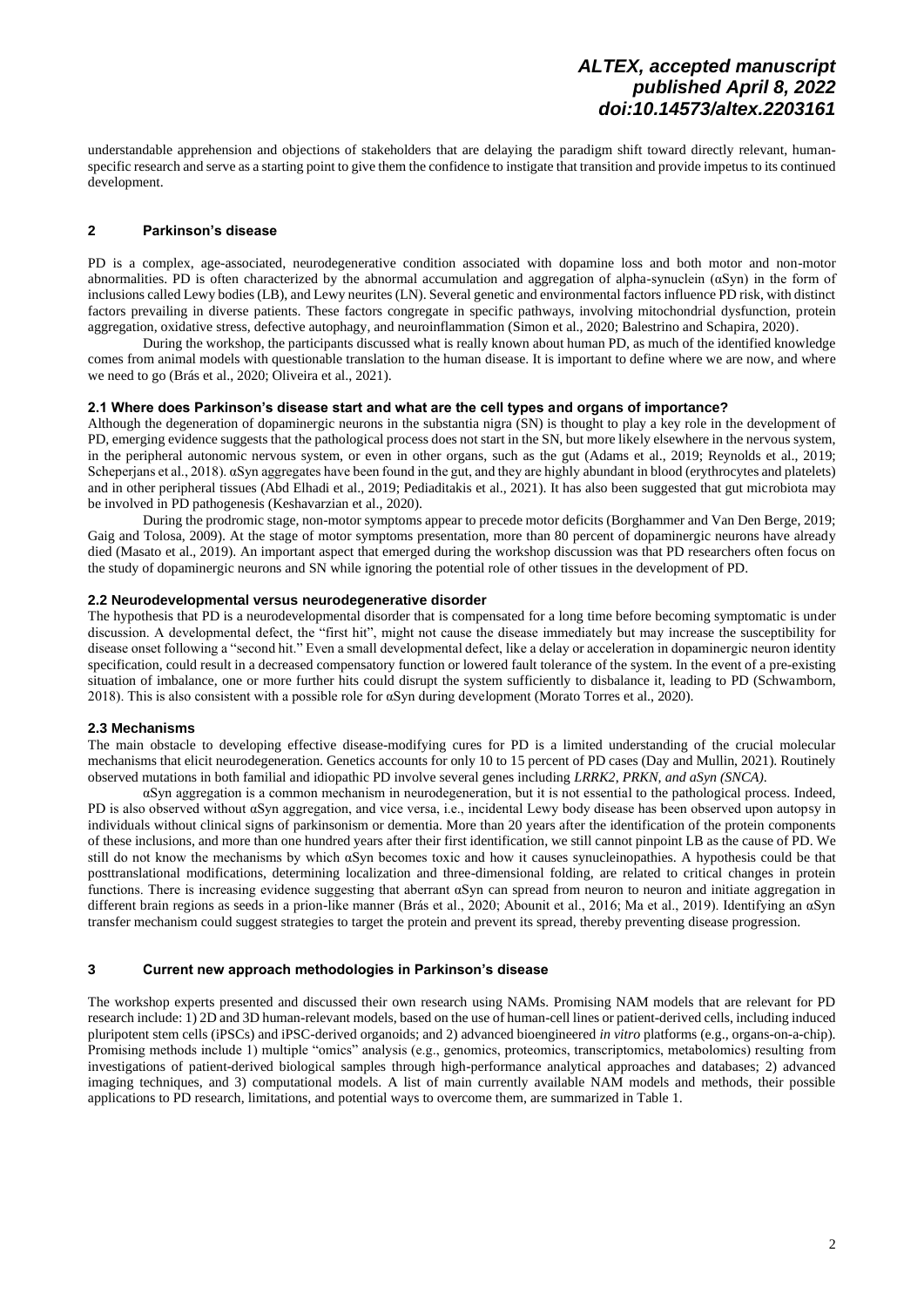understandable apprehension and objections of stakeholders that are delaying the paradigm shift toward directly relevant, human-specific research and serve as a starting point to give them the confidence to instigate that transition and provide impetus to its continued development.

## 2 Parkinson's disease

PD is a complex, age-associated, neurodegenerative condition associated with dopamine loss and both motor and non-motor abnormalities. PD is often characterized by the abnormal accumulation and aggregation of alpha-synuclein (αSyn) in the form of inclusions called Lewy bodies (LB), and Lewy neurites (LN). Several genetic and environmental factors influence PD risk, with distinct factors prevailing in diverse patients. These factors congregate in specific pathways, involving mitochondrial dysfunction, protein aggregation, oxidative stress, defective autophagy, and neuroinflammation (Simon et al., 2020; Balestrino and Schapira, 2020).

During the workshop, the participants discussed what is really known about human PD, as much of the identified knowledge comes from animal models with questionable translation to the human disease. It is important to define where we are now, and where we need to go (Brás et al., 2020; Oliveira et al., 2021).

### 2.1 Where does Parkinson's disease start and what are the cell types and organs of importance?

Although the degeneration of dopaminergic neurons in the substantia nigra (SN) is thought to play a key role in the development of PD, emerging evidence suggests that the pathological process does not start in the SN, but more likely elsewhere in the nervous system, in the peripheral autonomic nervous system, or even in other organs, such as the gut (Adams et al., 2019; Reynolds et al., 2019; Scheperjans et al., 2018). αSyn aggregates have been found in the gut, and they are highly abundant in blood (erythrocytes and platelets) and in other peripheral tissues (Abd Elhadi et al., 2019; Pediaditakis et al., 2021). It has also been suggested that gut microbiota may be involved in PD pathogenesis (Keshavarzian et al., 2020).

During the prodromic stage, non-motor symptoms appear to precede motor deficits (Borghammer and Van Den Berge, 2019; Gaig and Tolosa, 2009). At the stage of motor symptoms presentation, more than 80 percent of dopaminergic neurons have already died (Masato et al., 2019). An important aspect that emerged during the workshop discussion was that PD researchers often focus on the study of dopaminergic neurons and SN while ignoring the potential role of other tissues in the development of PD.

### 2.2 Neurodevelopmental versus neurodegenerative disorder

The hypothesis that PD is a neurodevelopmental disorder that is compensated for a long time before becoming symptomatic is under discussion. A developmental defect, the "first hit", might not cause the disease immediately but may increase the susceptibility for disease onset following a "second hit." Even a small developmental defect, like a delay or acceleration in dopaminergic neuron identity specification, could result in a decreased compensatory function or lowered fault tolerance of the system. In the event of a pre-existing situation of imbalance, one or more further hits could disrupt the system sufficiently to disbalance it, leading to PD (Schwamborn, 2018). This is also consistent with a possible role for αSyn during development (Morato Torres et al., 2020).

### 2.3 Mechanisms

The main obstacle to developing effective disease-modifying cures for PD is a limited understanding of the crucial molecular mechanisms that elicit neurodegeneration. Genetics accounts for only 10 to 15 percent of PD cases (Day and Mullin, 2021). Routinely observed mutations in both familial and idiopathic PD involve several genes including *LRRK2, PRKN, and aSyn (SNCA)*.

αSyn aggregation is a common mechanism in neurodegeneration, but it is not essential to the pathological process. Indeed, PD is also observed without αSyn aggregation, and vice versa, i.e., incidental Lewy body disease has been observed upon autopsy in individuals without clinical signs of parkinsonism or dementia. More than 20 years after the identification of the protein components of these inclusions, and more than one hundred years after their first identification, we still cannot pinpoint LB as the cause of PD. We still do not know the mechanisms by which αSyn becomes toxic and how it causes synucleinopathies. A hypothesis could be that posttranslational modifications, determining localization and three-dimensional folding, are related to critical changes in protein functions. There is increasing evidence suggesting that aberrant αSyn can spread from neuron to neuron and initiate aggregation in different brain regions as seeds in a prion-like manner (Brás et al., 2020; Abounit et al., 2016; Ma et al., 2019). Identifying an αSyn transfer mechanism could suggest strategies to target the protein and prevent its spread, thereby preventing disease progression.

## 3 Current new approach methodologies in Parkinson's disease

The workshop experts presented and discussed their own research using NAMs. Promising NAM models that are relevant for PD research include: 1) 2D and 3D human-relevant models, based on the use of human-cell lines or patient-derived cells, including induced pluripotent stem cells (iPSCs) and iPSC-derived organoids; and 2) advanced bioengineered *in vitro* platforms (e.g., organs-on-a-chip). Promising methods include 1) multiple "omics" analysis (e.g., genomics, proteomics, transcriptomics, metabolomics) resulting from investigations of patient-derived biological samples through high-performance analytical approaches and databases; 2) advanced imaging techniques, and 3) computational models. A list of main currently available NAM models and methods, their possible applications to PD research, limitations, and potential ways to overcome them, are summarized in Table 1.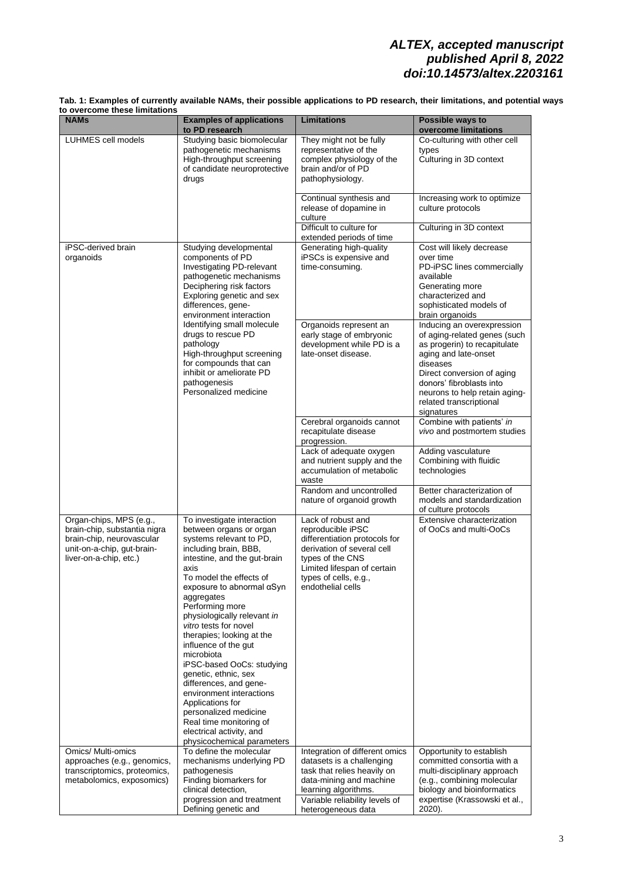**Tab. 1: Examples of currently available NAMs, their possible applications to PD research, their limitations, and potential ways to overcome these limitations**

| NAMs | Examples of applications to PD research | Limitations | Possible ways to overcome limitations |
|---|---|---|---|
| LUHMES cell models | Studying basic biomolecular pathogenetic mechanisms<br>High-throughput screening of candidate neuroprotective drugs | They might not be fully representative of the complex physiology of the brain and/or of PD pathophysiology. | Co-culturing with other cell types<br>Culturing in 3D context |
| | | Continual synthesis and release of dopamine in culture | Increasing work to optimize culture protocols |
| | | Difficult to culture for extended periods of time | Culturing in 3D context |
| iPSC-derived brain organoids | Studying developmental components of PD<br>Investigating PD-relevant pathogenetic mechanisms<br>Deciphering risk factors<br>Exploring genetic and sex differences, gene-environment interaction<br>Identifying small molecule drugs to rescue PD pathology<br>High-throughput screening for compounds that can inhibit or ameliorate PD pathogenesis<br>Personalized medicine | Generating high-quality iPSCs is expensive and time-consuming. | Cost will likely decrease over time<br>PD-iPSC lines commercially available<br>Generating more characterized and sophisticated models of brain organoids |
| | | Organoids represent an early stage of embryonic development while PD is a late-onset disease. | Inducing an overexpression of aging-related genes (such as progerin) to recapitulate aging and late-onset diseases<br>Direct conversion of aging donors' fibroblasts into neurons to help retain aging-related transcriptional signatures |
| | | Cerebral organoids cannot recapitulate disease progression. | Combine with patients' *in vivo* and postmortem studies |
| | | Lack of adequate oxygen and nutrient supply and the accumulation of metabolic waste | Adding vasculature<br>Combining with fluidic technologies |
| | | Random and uncontrolled nature of organoid growth | Better characterization of models and standardization of culture protocols |
| Organ-chips, MPS (e.g., brain-chip, substantia nigra brain-chip, neurovascular unit-on-a-chip, gut-brain-liver-on-a-chip, etc.) | To investigate interaction between organs or organ systems relevant to PD, including brain, BBB, intestine, and the gut-brain axis<br>To model the effects of exposure to abnormal αSyn aggregates<br>Performing more physiologically relevant *in vitro* tests for novel therapies; looking at the influence of the gut microbiota<br>iPSC-based OoCs: studying genetic, ethnic, sex differences, and gene-environment interactions<br>Applications for personalized medicine<br>Real time monitoring of electrical activity, and physicochemical parameters | Lack of robust and reproducible iPSC differentiation protocols for derivation of several cell types of the CNS<br>Limited lifespan of certain types of cells, e.g., endothelial cells | Extensive characterization of OoCs and multi-OoCs |
| Omics/ Multi-omics approaches (e.g., genomics, transcriptomics, proteomics, metabolomics, exposomics) | To define the molecular mechanisms underlying PD pathogenesis<br>Finding biomarkers for clinical detection, progression and treatment<br>Defining genetic and | Integration of different omics datasets is a challenging task that relies heavily on data-mining and machine learning algorithms.<br>Variable reliability levels of heterogeneous data | Opportunity to establish committed consortia with a multi-disciplinary approach (e.g., combining molecular biology and bioinformatics expertise (Krassowski et al., 2020). |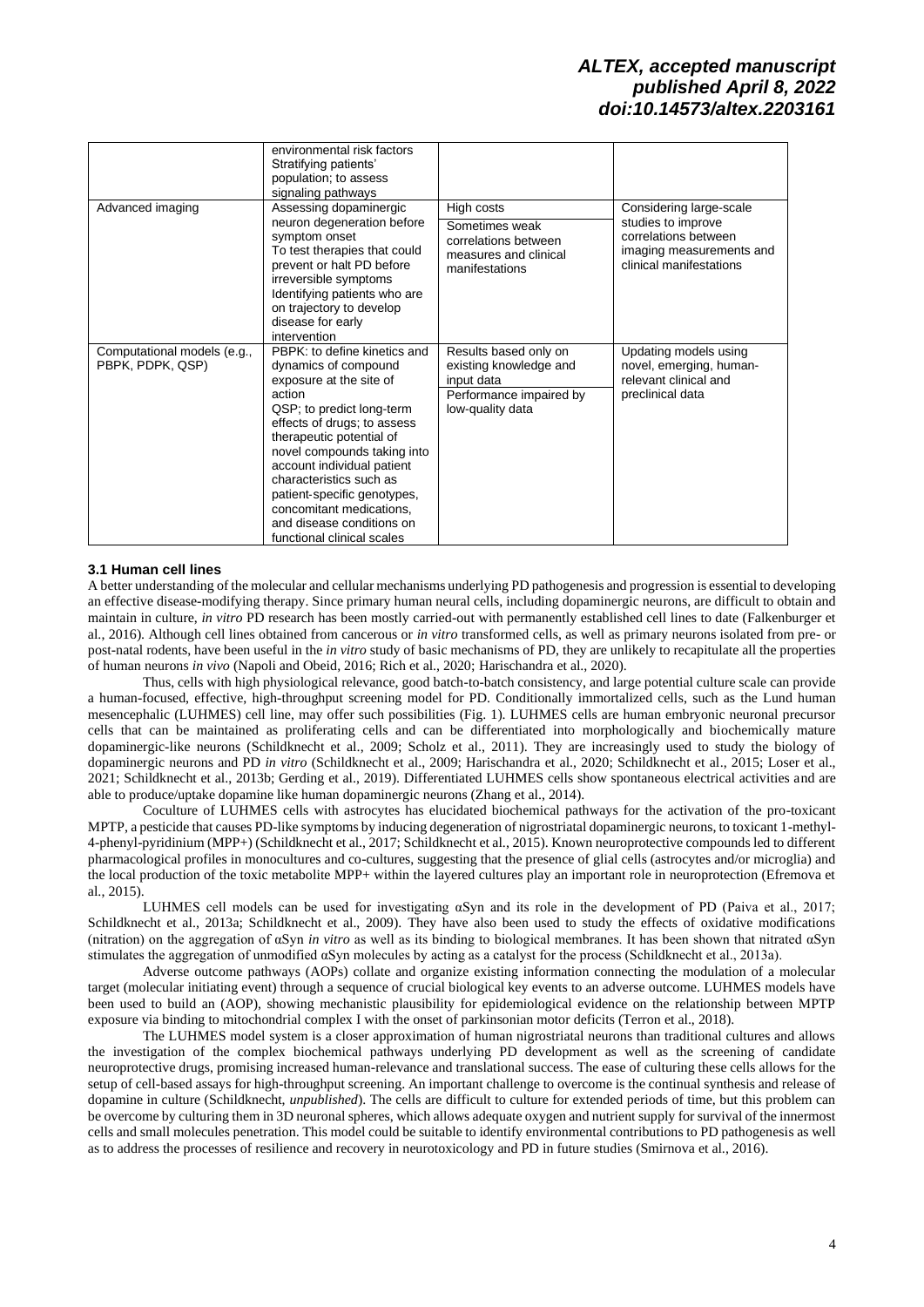| | environmental risk factors<br>Stratifying patients' population; to assess signaling pathways | | |
|---|---|---|---|
| Advanced imaging | Assessing dopaminergic neuron degeneration before symptom onset<br>To test therapies that could prevent or halt PD before irreversible symptoms<br>Identifying patients who are on trajectory to develop disease for early intervention | High costs<br>Sometimes weak correlations between measures and clinical manifestations | Considering large-scale studies to improve correlations between imaging measurements and clinical manifestations |
| Computational models (e.g., PBPK, PDPK, QSP) | PBPK: to define kinetics and dynamics of compound exposure at the site of action<br>QSP; to predict long-term effects of drugs; to assess therapeutic potential of novel compounds taking into account individual patient characteristics such as patient-specific genotypes, concomitant medications, and disease conditions on functional clinical scales | Results based only on existing knowledge and input data<br>Performance impaired by low-quality data | Updating models using novel, emerging, human-relevant clinical and preclinical data |

### 3.1 Human cell lines

A better understanding of the molecular and cellular mechanisms underlying PD pathogenesis and progression is essential to developing an effective disease-modifying therapy. Since primary human neural cells, including dopaminergic neurons, are difficult to obtain and maintain in culture, *in vitro* PD research has been mostly carried-out with permanently established cell lines to date (Falkenburger et al., 2016). Although cell lines obtained from cancerous or *in vitro* transformed cells, as well as primary neurons isolated from pre- or post-natal rodents, have been useful in the *in vitro* study of basic mechanisms of PD, they are unlikely to recapitulate all the properties of human neurons *in vivo* (Napoli and Obeid, 2016; Rich et al., 2020; Harischandra et al., 2020).

Thus, cells with high physiological relevance, good batch-to-batch consistency, and large potential culture scale can provide a human-focused, effective, high-throughput screening model for PD. Conditionally immortalized cells, such as the Lund human mesencephalic (LUHMES) cell line, may offer such possibilities (Fig. 1). LUHMES cells are human embryonic neuronal precursor cells that can be maintained as proliferating cells and can be differentiated into morphologically and biochemically mature dopaminergic-like neurons (Schildknecht et al., 2009; Scholz et al., 2011). They are increasingly used to study the biology of dopaminergic neurons and PD *in vitro* (Schildknecht et al., 2009; Harischandra et al., 2020; Schildknecht et al., 2015; Loser et al., 2021; Schildknecht et al., 2013b; Gerding et al., 2019). Differentiated LUHMES cells show spontaneous electrical activities and are able to produce/uptake dopamine like human dopaminergic neurons (Zhang et al., 2014).

Coculture of LUHMES cells with astrocytes has elucidated biochemical pathways for the activation of the pro-toxicant MPTP, a pesticide that causes PD-like symptoms by inducing degeneration of nigrostriatal dopaminergic neurons, to toxicant 1-methyl-4-phenyl-pyridinium (MPP+) (Schildknecht et al., 2017; Schildknecht et al., 2015). Known neuroprotective compounds led to different pharmacological profiles in monocultures and co-cultures, suggesting that the presence of glial cells (astrocytes and/or microglia) and the local production of the toxic metabolite MPP+ within the layered cultures play an important role in neuroprotection (Efremova et al., 2015).

LUHMES cell models can be used for investigating αSyn and its role in the development of PD (Paiva et al., 2017; Schildknecht et al., 2013a; Schildknecht et al., 2009). They have also been used to study the effects of oxidative modifications (nitration) on the aggregation of αSyn *in vitro* as well as its binding to biological membranes. It has been shown that nitrated αSyn stimulates the aggregation of unmodified αSyn molecules by acting as a catalyst for the process (Schildknecht et al., 2013a).

Adverse outcome pathways (AOPs) collate and organize existing information connecting the modulation of a molecular target (molecular initiating event) through a sequence of crucial biological key events to an adverse outcome. LUHMES models have been used to build an (AOP), showing mechanistic plausibility for epidemiological evidence on the relationship between MPTP exposure via binding to mitochondrial complex I with the onset of parkinsonian motor deficits (Terron et al., 2018).

The LUHMES model system is a closer approximation of human nigrostriatal neurons than traditional cultures and allows the investigation of the complex biochemical pathways underlying PD development as well as the screening of candidate neuroprotective drugs, promising increased human-relevance and translational success. The ease of culturing these cells allows for the setup of cell-based assays for high-throughput screening. An important challenge to overcome is the continual synthesis and release of dopamine in culture (Schildknecht, *unpublished*). The cells are difficult to culture for extended periods of time, but this problem can be overcome by culturing them in 3D neuronal spheres, which allows adequate oxygen and nutrient supply for survival of the innermost cells and small molecules penetration. This model could be suitable to identify environmental contributions to PD pathogenesis as well as to address the processes of resilience and recovery in neurotoxicology and PD in future studies (Smirnova et al., 2016).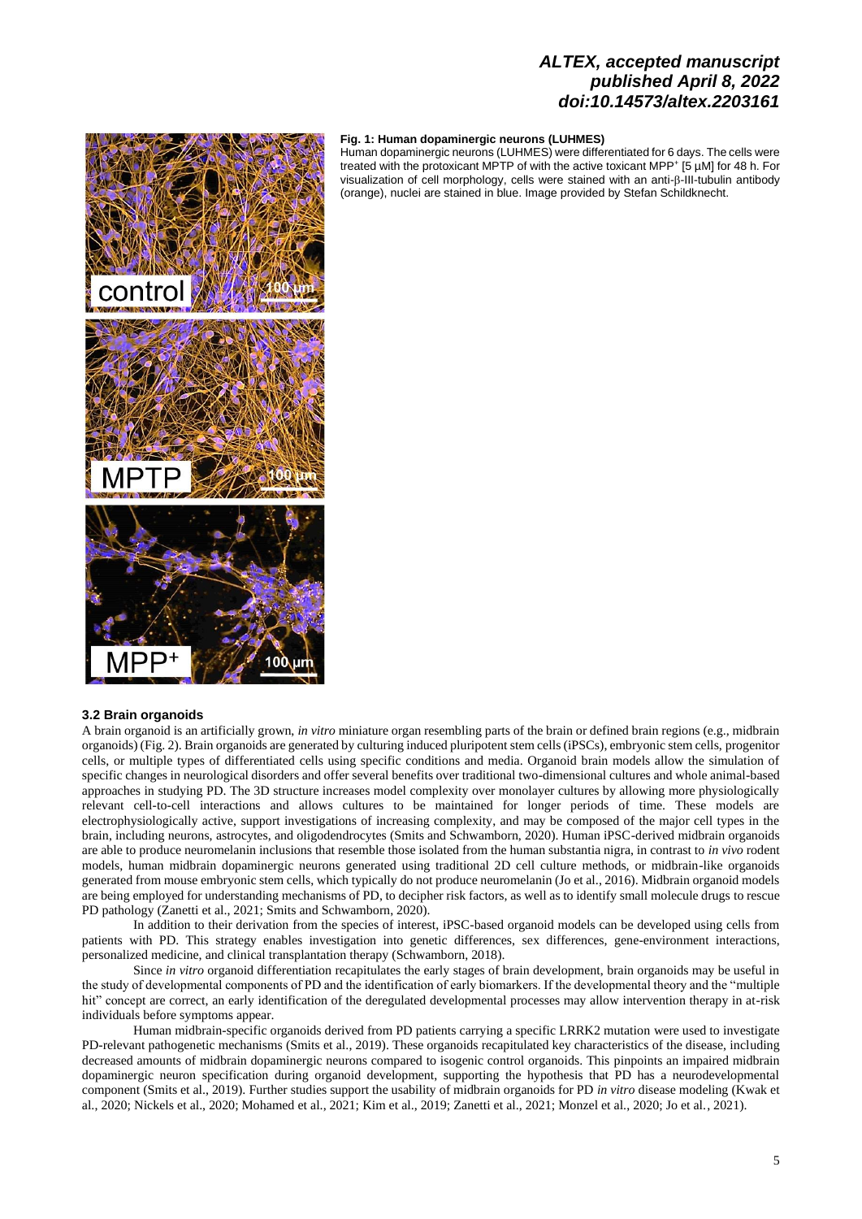**Fig. 1: Human dopaminergic neurons (LUHMES)**
Human dopaminergic neurons (LUHMES) were differentiated for 6 days. The cells were treated with the protoxicant MPTP of with the active toxicant $MPP^+$ [5 µM] for 48 h. For visualization of cell morphology, cells were stained with an anti-β-III-tubulin antibody (orange), nuclei are stained in blue. Image provided by Stefan Schildknecht.

### 3.2 Brain organoids

A brain organoid is an artificially grown, *in vitro* miniature organ resembling parts of the brain or defined brain regions (e.g., midbrain organoids) (Fig. 2). Brain organoids are generated by culturing induced pluripotent stem cells (iPSCs), embryonic stem cells, progenitor cells, or multiple types of differentiated cells using specific conditions and media. Organoid brain models allow the simulation of specific changes in neurological disorders and offer several benefits over traditional two-dimensional cultures and whole animal-based approaches in studying PD. The 3D structure increases model complexity over monolayer cultures by allowing more physiologically relevant cell-to-cell interactions and allows cultures to be maintained for longer periods of time. These models are electrophysiologically active, support investigations of increasing complexity, and may be composed of the major cell types in the brain, including neurons, astrocytes, and oligodendrocytes (Smits and Schwamborn, 2020). Human iPSC-derived midbrain organoids are able to produce neuromelanin inclusions that resemble those isolated from the human substantia nigra, in contrast to *in vivo* rodent models, human midbrain dopaminergic neurons generated using traditional 2D cell culture methods, or midbrain-like organoids generated from mouse embryonic stem cells, which typically do not produce neuromelanin (Jo et al., 2016). Midbrain organoid models are being employed for understanding mechanisms of PD, to decipher risk factors, as well as to identify small molecule drugs to rescue PD pathology (Zanetti et al., 2021; Smits and Schwamborn, 2020).

In addition to their derivation from the species of interest, iPSC-based organoid models can be developed using cells from patients with PD. This strategy enables investigation into genetic differences, sex differences, gene-environment interactions, personalized medicine, and clinical transplantation therapy (Schwamborn, 2018).

Since *in vitro* organoid differentiation recapitulates the early stages of brain development, brain organoids may be useful in the study of developmental components of PD and the identification of early biomarkers. If the developmental theory and the "multiple hit" concept are correct, an early identification of the deregulated developmental processes may allow intervention therapy in at-risk individuals before symptoms appear.

Human midbrain-specific organoids derived from PD patients carrying a specific LRRK2 mutation were used to investigate PD-relevant pathogenetic mechanisms (Smits et al., 2019). These organoids recapitulated key characteristics of the disease, including decreased amounts of midbrain dopaminergic neurons compared to isogenic control organoids. This pinpoints an impaired midbrain dopaminergic neuron specification during organoid development, supporting the hypothesis that PD has a neurodevelopmental component (Smits et al., 2019). Further studies support the usability of midbrain organoids for PD *in vitro* disease modeling (Kwak et al., 2020; Nickels et al., 2020; Mohamed et al., 2021; Kim et al., 2019; Zanetti et al., 2021; Monzel et al., 2020; Jo et al., 2021).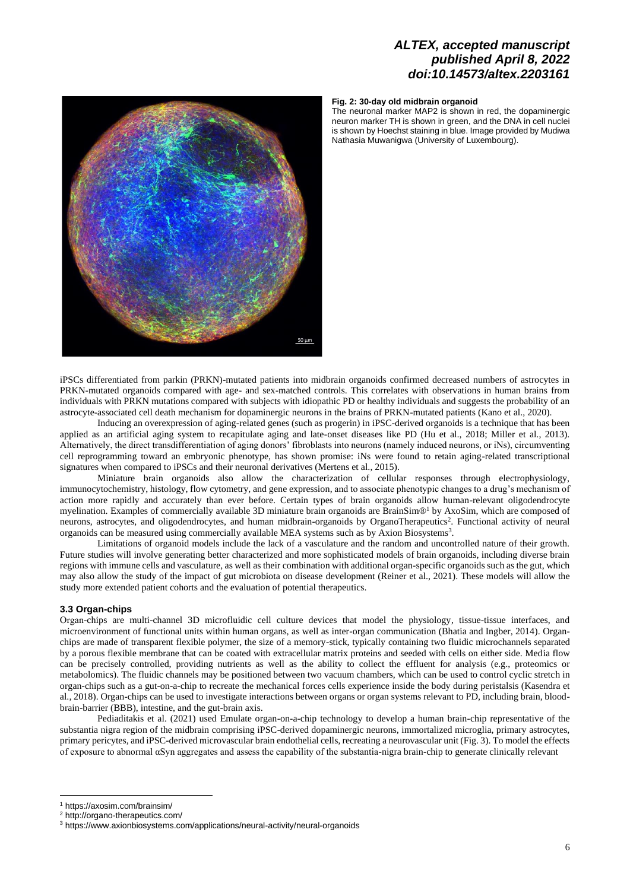**Fig. 2: 30-day old midbrain organoid**

The neuronal marker MAP2 is shown in red, the dopaminergic neuron marker TH is shown in green, and the DNA in cell nuclei is shown by Hoechst staining in blue. Image provided by Mudiwa Nathasia Muwanigwa (University of Luxembourg).

iPSCs differentiated from parkin (PRKN)-mutated patients into midbrain organoids confirmed decreased numbers of astrocytes in PRKN-mutated organoids compared with age- and sex-matched controls. This correlates with observations in human brains from individuals with PRKN mutations compared with subjects with idiopathic PD or healthy individuals and suggests the probability of an astrocyte-associated cell death mechanism for dopaminergic neurons in the brains of PRKN-mutated patients (Kano et al., 2020).

Inducing an overexpression of aging-related genes (such as progerin) in iPSC-derived organoids is a technique that has been applied as an artificial aging system to recapitulate aging and late-onset diseases like PD (Hu et al., 2018; Miller et al., 2013). Alternatively, the direct transdifferentiation of aging donors' fibroblasts into neurons (namely induced neurons, or iNs), circumventing cell reprogramming toward an embryonic phenotype, has shown promise: iNs were found to retain aging-related transcriptional signatures when compared to iPSCs and their neuronal derivatives (Mertens et al., 2015).

Miniature brain organoids also allow the characterization of cellular responses through electrophysiology, immunocytochemistry, histology, flow cytometry, and gene expression, and to associate phenotypic changes to a drug's mechanism of action more rapidly and accurately than ever before. Certain types of brain organoids allow human-relevant oligodendrocyte myelination. Examples of commercially available 3D miniature brain organoids are BrainSim®[1] by AxoSim, which are composed of neurons, astrocytes, and oligodendrocytes, and human midbrain-organoids by OrganoTherapeutics[2]. Functional activity of neural organoids can be measured using commercially available MEA systems such as by Axion Biosystems[3].

Limitations of organoid models include the lack of a vasculature and the random and uncontrolled nature of their growth. Future studies will involve generating better characterized and more sophisticated models of brain organoids, including diverse brain regions with immune cells and vasculature, as well as their combination with additional organ-specific organoids such as the gut, which may also allow the study of the impact of gut microbiota on disease development (Reiner et al., 2021). These models will allow the study more extended patient cohorts and the evaluation of potential therapeutics.

### 3.3 Organ-chips

Organ-chips are multi-channel 3D microfluidic cell culture devices that model the physiology, tissue-tissue interfaces, and microenvironment of functional units within human organs, as well as inter-organ communication (Bhatia and Ingber, 2014). Organ-chips are made of transparent flexible polymer, the size of a memory-stick, typically containing two fluidic microchannels separated by a porous flexible membrane that can be coated with extracellular matrix proteins and seeded with cells on either side. Media flow can be precisely controlled, providing nutrients as well as the ability to collect the effluent for analysis (e.g., proteomics or metabolomics). The fluidic channels may be positioned between two vacuum chambers, which can be used to control cyclic stretch in organ-chips such as a gut-on-a-chip to recreate the mechanical forces cells experience inside the body during peristalsis (Kasendra et al., 2018). Organ-chips can be used to investigate interactions between organs or organ systems relevant to PD, including brain, blood-brain-barrier (BBB), intestine, and the gut-brain axis.

Pediaditakis et al. (2021) used Emulate organ-on-a-chip technology to develop a human brain-chip representative of the substantia nigra region of the midbrain comprising iPSC-derived dopaminergic neurons, immortalized microglia, primary astrocytes, primary pericytes, and iPSC-derived microvascular brain endothelial cells, recreating a neurovascular unit (Fig. 3). To model the effects of exposure to abnormal αSyn aggregates and assess the capability of the substantia-nigra brain-chip to generate clinically relevant

[1] https://axosim.com/brainsim/

[2] http://organo-therapeutics.com/

[3] https://www.axionbiosystems.com/applications/neural-activity/neural-organoids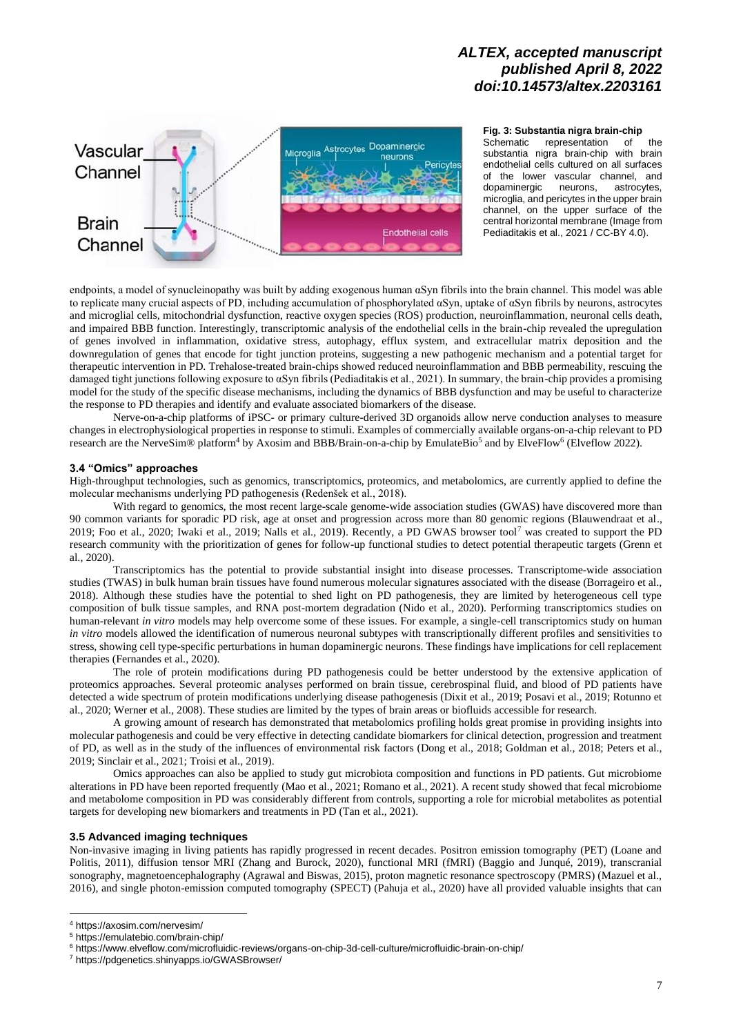**Fig. 3: Substantia nigra brain-chip**
Schematic representation of the substantia nigra brain-chip with brain endothelial cells cultured on all surfaces of the lower vascular channel, and dopaminergic neurons, astrocytes, microglia, and pericytes in the upper brain channel, on the upper surface of the central horizontal membrane (Image from Pediaditakis et al., 2021 / CC-BY 4.0).

endpoints, a model of synucleinopathy was built by adding exogenous human αSyn fibrils into the brain channel. This model was able to replicate many crucial aspects of PD, including accumulation of phosphorylated αSyn, uptake of αSyn fibrils by neurons, astrocytes and microglial cells, mitochondrial dysfunction, reactive oxygen species (ROS) production, neuroinflammation, neuronal cells death, and impaired BBB function. Interestingly, transcriptomic analysis of the endothelial cells in the brain-chip revealed the upregulation of genes involved in inflammation, oxidative stress, autophagy, efflux system, and extracellular matrix deposition and the downregulation of genes that encode for tight junction proteins, suggesting a new pathogenic mechanism and a potential target for therapeutic intervention in PD. Trehalose-treated brain-chips showed reduced neuroinflammation and BBB permeability, rescuing the damaged tight junctions following exposure to αSyn fibrils (Pediaditakis et al., 2021). In summary, the brain-chip provides a promising model for the study of the specific disease mechanisms, including the dynamics of BBB dysfunction and may be useful to characterize the response to PD therapies and identify and evaluate associated biomarkers of the disease.

Nerve-on-a-chip platforms of iPSC- or primary culture-derived 3D organoids allow nerve conduction analyses to measure changes in electrophysiological properties in response to stimuli. Examples of commercially available organs-on-a-chip relevant to PD research are the NerveSim® platform[4] by Axosim and BBB/Brain-on-a-chip by EmulateBio[5] and by ElveFlow[6] (Elveflow 2022).

### 3.4 "Omics" approaches

High-throughput technologies, such as genomics, transcriptomics, proteomics, and metabolomics, are currently applied to define the molecular mechanisms underlying PD pathogenesis (Redenšek et al., 2018).

With regard to genomics, the most recent large-scale genome-wide association studies (GWAS) have discovered more than 90 common variants for sporadic PD risk, age at onset and progression across more than 80 genomic regions (Blauwendraat et al., 2019; Foo et al., 2020; Iwaki et al., 2019; Nalls et al., 2019). Recently, a PD GWAS browser tool[7] was created to support the PD research community with the prioritization of genes for follow-up functional studies to detect potential therapeutic targets (Grenn et al., 2020).

Transcriptomics has the potential to provide substantial insight into disease processes. Transcriptome-wide association studies (TWAS) in bulk human brain tissues have found numerous molecular signatures associated with the disease (Borrageiro et al., 2018). Although these studies have the potential to shed light on PD pathogenesis, they are limited by heterogeneous cell type composition of bulk tissue samples, and RNA post-mortem degradation (Nido et al., 2020). Performing transcriptomics studies on human-relevant *in vitro* models may help overcome some of these issues. For example, a single-cell transcriptomics study on human *in vitro* models allowed the identification of numerous neuronal subtypes with transcriptionally different profiles and sensitivities to stress, showing cell type-specific perturbations in human dopaminergic neurons. These findings have implications for cell replacement therapies (Fernandes et al., 2020).

The role of protein modifications during PD pathogenesis could be better understood by the extensive application of proteomics approaches. Several proteomic analyses performed on brain tissue, cerebrospinal fluid, and blood of PD patients have detected a wide spectrum of protein modifications underlying disease pathogenesis (Dixit et al., 2019; Posavi et al., 2019; Rotunno et al., 2020; Werner et al., 2008). These studies are limited by the types of brain areas or biofluids accessible for research.

A growing amount of research has demonstrated that metabolomics profiling holds great promise in providing insights into molecular pathogenesis and could be very effective in detecting candidate biomarkers for clinical detection, progression and treatment of PD, as well as in the study of the influences of environmental risk factors (Dong et al., 2018; Goldman et al., 2018; Peters et al., 2019; Sinclair et al., 2021; Troisi et al., 2019).

Omics approaches can also be applied to study gut microbiota composition and functions in PD patients. Gut microbiome alterations in PD have been reported frequently (Mao et al., 2021; Romano et al., 2021). A recent study showed that fecal microbiome and metabolome composition in PD was considerably different from controls, supporting a role for microbial metabolites as potential targets for developing new biomarkers and treatments in PD (Tan et al., 2021).

### 3.5 Advanced imaging techniques

Non-invasive imaging in living patients has rapidly progressed in recent decades. Positron emission tomography (PET) (Loane and Politis, 2011), diffusion tensor MRI (Zhang and Burock, 2020), functional MRI (fMRI) (Baggio and Junqué, 2019), transcranial sonography, magnetoencephalography (Agrawal and Biswas, 2015), proton magnetic resonance spectroscopy (PMRS) (Mazuel et al., 2016), and single photon-emission computed tomography (SPECT) (Pahuja et al., 2020) have all provided valuable insights that can

---

[4] https://axosim.com/nervesim/

[5] https://emulatebio.com/brain-chip/

[6] https://www.elveflow.com/microfluidic-reviews/organs-on-chip-3d-cell-culture/microfluidic-brain-on-chip/

[7] https://pdgenetics.shinyapps.io/GWASBrowser/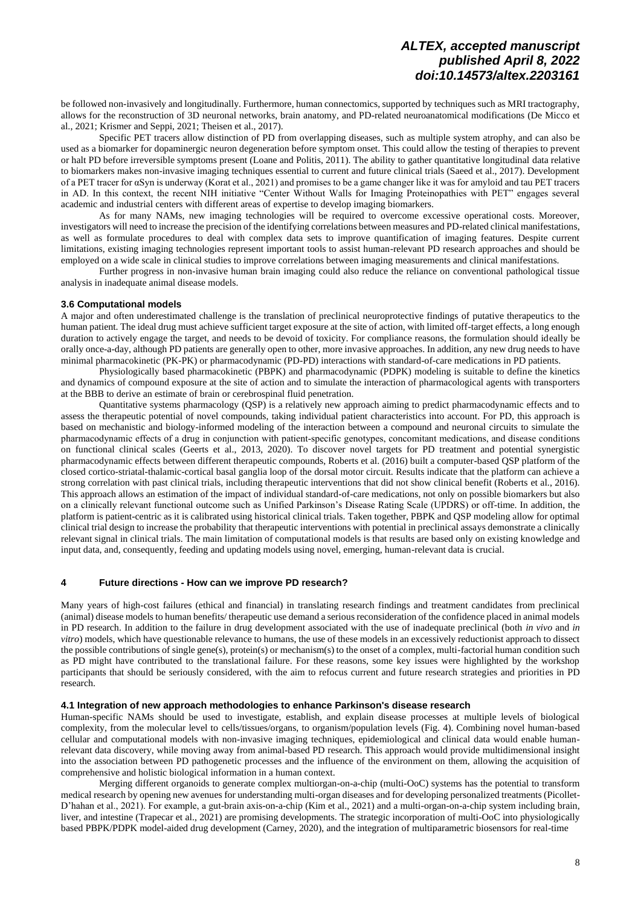be followed non-invasively and longitudinally. Furthermore, human connectomics, supported by techniques such as MRI tractography, allows for the reconstruction of 3D neuronal networks, brain anatomy, and PD-related neuroanatomical modifications (De Micco et al., 2021; Krismer and Seppi, 2021; Theisen et al., 2017).

Specific PET tracers allow distinction of PD from overlapping diseases, such as multiple system atrophy, and can also be used as a biomarker for dopaminergic neuron degeneration before symptom onset. This could allow the testing of therapies to prevent or halt PD before irreversible symptoms present (Loane and Politis, 2011). The ability to gather quantitative longitudinal data relative to biomarkers makes non-invasive imaging techniques essential to current and future clinical trials (Saeed et al., 2017). Development of a PET tracer for αSyn is underway (Korat et al., 2021) and promises to be a game changer like it was for amyloid and tau PET tracers in AD. In this context, the recent NIH initiative "Center Without Walls for Imaging Proteinopathies with PET" engages several academic and industrial centers with different areas of expertise to develop imaging biomarkers.

As for many NAMs, new imaging technologies will be required to overcome excessive operational costs. Moreover, investigators will need to increase the precision of the identifying correlations between measures and PD-related clinical manifestations, as well as formulate procedures to deal with complex data sets to improve quantification of imaging features. Despite current limitations, existing imaging technologies represent important tools to assist human-relevant PD research approaches and should be employed on a wide scale in clinical studies to improve correlations between imaging measurements and clinical manifestations.

Further progress in non-invasive human brain imaging could also reduce the reliance on conventional pathological tissue analysis in inadequate animal disease models.

### 3.6 Computational models

A major and often underestimated challenge is the translation of preclinical neuroprotective findings of putative therapeutics to the human patient. The ideal drug must achieve sufficient target exposure at the site of action, with limited off-target effects, a long enough duration to actively engage the target, and needs to be devoid of toxicity. For compliance reasons, the formulation should ideally be orally once-a-day, although PD patients are generally open to other, more invasive approaches. In addition, any new drug needs to have minimal pharmacokinetic (PK-PK) or pharmacodynamic (PD-PD) interactions with standard-of-care medications in PD patients.

Physiologically based pharmacokinetic (PBPK) and pharmacodynamic (PDPK) modeling is suitable to define the kinetics and dynamics of compound exposure at the site of action and to simulate the interaction of pharmacological agents with transporters at the BBB to derive an estimate of brain or cerebrospinal fluid penetration.

Quantitative systems pharmacology (QSP) is a relatively new approach aiming to predict pharmacodynamic effects and to assess the therapeutic potential of novel compounds, taking individual patient characteristics into account. For PD, this approach is based on mechanistic and biology-informed modeling of the interaction between a compound and neuronal circuits to simulate the pharmacodynamic effects of a drug in conjunction with patient-specific genotypes, concomitant medications, and disease conditions on functional clinical scales (Geerts et al., 2013, 2020). To discover novel targets for PD treatment and potential synergistic pharmacodynamic effects between different therapeutic compounds, Roberts et al. (2016) built a computer-based QSP platform of the closed cortico-striatal-thalamic-cortical basal ganglia loop of the dorsal motor circuit. Results indicate that the platform can achieve a strong correlation with past clinical trials, including therapeutic interventions that did not show clinical benefit (Roberts et al., 2016). This approach allows an estimation of the impact of individual standard-of-care medications, not only on possible biomarkers but also on a clinically relevant functional outcome such as Unified Parkinson's Disease Rating Scale (UPDRS) or off-time. In addition, the platform is patient-centric as it is calibrated using historical clinical trials. Taken together, PBPK and QSP modeling allow for optimal clinical trial design to increase the probability that therapeutic interventions with potential in preclinical assays demonstrate a clinically relevant signal in clinical trials. The main limitation of computational models is that results are based only on existing knowledge and input data, and, consequently, feeding and updating models using novel, emerging, human-relevant data is crucial.

## 4 Future directions - How can we improve PD research?

Many years of high-cost failures (ethical and financial) in translating research findings and treatment candidates from preclinical (animal) disease models to human benefits/ therapeutic use demand a serious reconsideration of the confidence placed in animal models in PD research. In addition to the failure in drug development associated with the use of inadequate preclinical (both *in vivo* and *in vitro*) models, which have questionable relevance to humans, the use of these models in an excessively reductionist approach to dissect the possible contributions of single gene(s), protein(s) or mechanism(s) to the onset of a complex, multi-factorial human condition such as PD might have contributed to the translational failure. For these reasons, some key issues were highlighted by the workshop participants that should be seriously considered, with the aim to refocus current and future research strategies and priorities in PD research.

### 4.1 Integration of new approach methodologies to enhance Parkinson's disease research

Human-specific NAMs should be used to investigate, establish, and explain disease processes at multiple levels of biological complexity, from the molecular level to cells/tissues/organs, to organism/population levels (Fig. 4). Combining novel human-based cellular and computational models with non-invasive imaging techniques, epidemiological and clinical data would enable human-relevant data discovery, while moving away from animal-based PD research. This approach would provide multidimensional insight into the association between PD pathogenetic processes and the influence of the environment on them, allowing the acquisition of comprehensive and holistic biological information in a human context.

Merging different organoids to generate complex multiorgan-on-a-chip (multi-OoC) systems has the potential to transform medical research by opening new avenues for understanding multi-organ diseases and for developing personalized treatments (Picollet-D'hahan et al., 2021). For example, a gut-brain axis-on-a-chip (Kim et al., 2021) and a multi-organ-on-a-chip system including brain, liver, and intestine (Trapecar et al., 2021) are promising developments. The strategic incorporation of multi-OoC into physiologically based PBPK/PDPK model-aided drug development (Carney, 2020), and the integration of multiparametric biosensors for real-time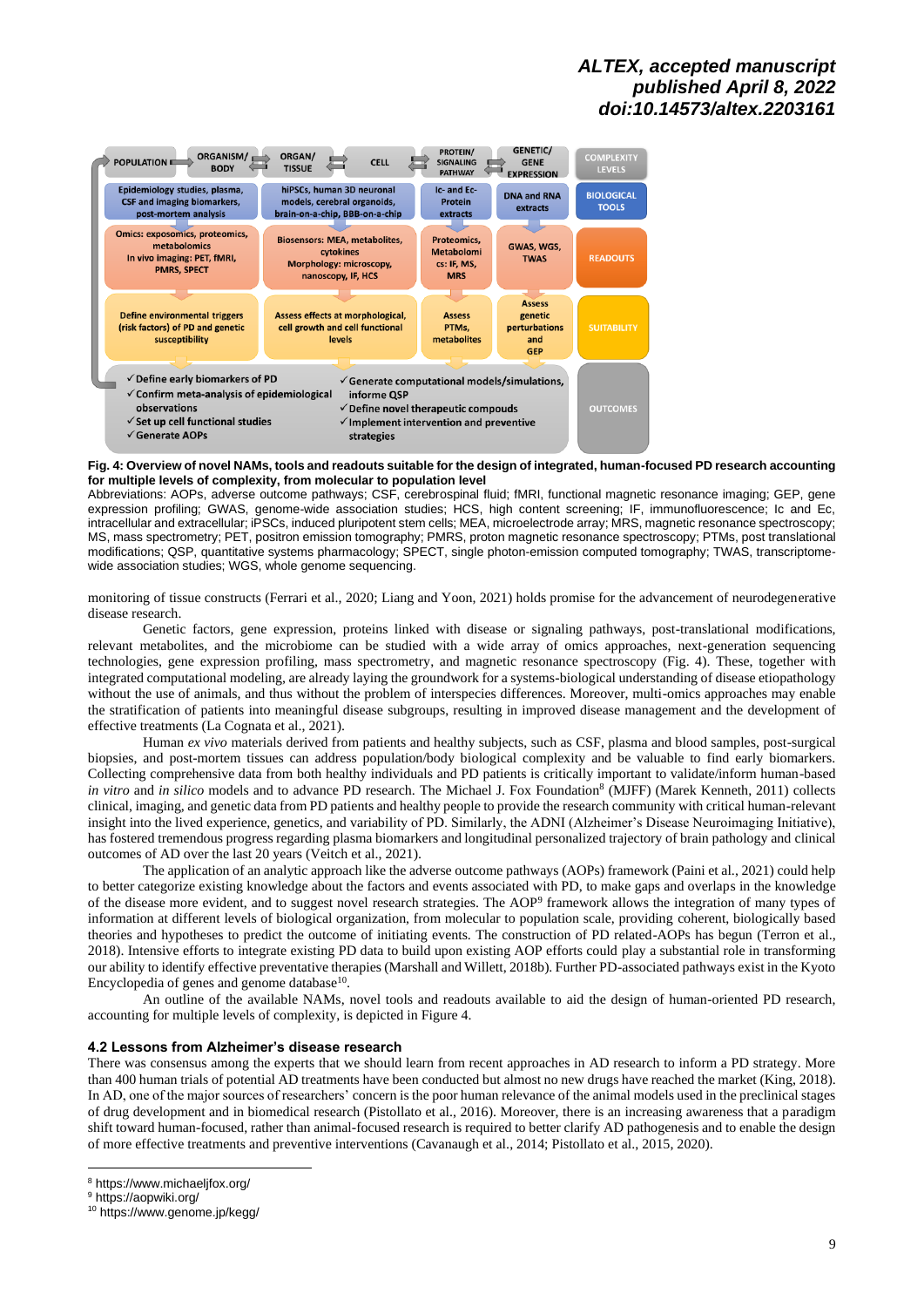| COMPLEXITY LEVELS | POPULATION ⇄ ORGANISM/BODY | ORGAN/TISSUE ⇄ CELL | PROTEIN/SIGNALING PATHWAY | GENETIC/GENE EXPRESSION |
|---|---|---|---|---|
| BIOLOGICAL TOOLS | Epidemiology studies, plasma, CSF and imaging biomarkers, post-mortem analysis | hiPSCs, human 3D neuronal models, cerebral organoids, brain-on-a-chip, BBB-on-a-chip | Ic- and Ec-Protein extracts | DNA and RNA extracts |
| READOUTS | Omics: exposomics, proteomics, metabolomics; In vivo imaging: PET, fMRI, PMRS, SPECT | Biosensors: MEA, metabolites, cytokines; Morphology: microscopy, nanoscopy, IF, HCS | Proteomics, Metabolomics: IF, MS, MRS | GWAS, WGS, TWAS |
| SUITABILITY | Define environmental triggers (risk factors) of PD and genetic susceptibility | Assess effects at morphological, cell growth and cell functional levels | Assess PTMs, metabolites | Assess genetic perturbations and GEP |
| OUTCOMES | ✓ Define early biomarkers of PD; ✓ Confirm meta-analysis of epidemiological observations; ✓ Set up cell functional studies; ✓ Generate AOPs | ✓ Generate computational models/simulations, inform QSP; ✓ Define novel therapeutic compounds; ✓ Implement intervention and preventive strategies | | |

**Fig. 4: Overview of novel NAMs, tools and readouts suitable for the design of integrated, human-focused PD research accounting for multiple levels of complexity, from molecular to population level**

Abbreviations: AOPs, adverse outcome pathways; CSF, cerebrospinal fluid; fMRI, functional magnetic resonance imaging; GEP, gene expression profiling; GWAS, genome-wide association studies; HCS, high content screening; IF, immunofluorescence; Ic and Ec, intracellular and extracellular; iPSCs, induced pluripotent stem cells; MEA, microelectrode array; MRS, magnetic resonance spectroscopy; MS, mass spectrometry; PET, positron emission tomography; PMRS, proton magnetic resonance spectroscopy; PTMs, post translational modifications; QSP, quantitative systems pharmacology; SPECT, single photon-emission computed tomography; TWAS, transcriptome-wide association studies; WGS, whole genome sequencing.

monitoring of tissue constructs (Ferrari et al., 2020; Liang and Yoon, 2021) holds promise for the advancement of neurodegenerative disease research.

Genetic factors, gene expression, proteins linked with disease or signaling pathways, post-translational modifications, relevant metabolites, and the microbiome can be studied with a wide array of omics approaches, next-generation sequencing technologies, gene expression profiling, mass spectrometry, and magnetic resonance spectroscopy (Fig. 4). These, together with integrated computational modeling, are already laying the groundwork for a systems-biological understanding of disease etiopathology without the use of animals, and thus without the problem of interspecies differences. Moreover, multi-omics approaches may enable the stratification of patients into meaningful disease subgroups, resulting in improved disease management and the development of effective treatments (La Cognata et al., 2021).

Human *ex vivo* materials derived from patients and healthy subjects, such as CSF, plasma and blood samples, post-surgical biopsies, and post-mortem tissues can address population/body biological complexity and be valuable to find early biomarkers. Collecting comprehensive data from both healthy individuals and PD patients is critically important to validate/inform human-based *in vitro* and *in silico* models and to advance PD research. The Michael J. Fox Foundation[8] (MJFF) (Marek Kenneth, 2011) collects clinical, imaging, and genetic data from PD patients and healthy people to provide the research community with critical human-relevant insight into the lived experience, genetics, and variability of PD. Similarly, the ADNI (Alzheimer's Disease Neuroimaging Initiative), has fostered tremendous progress regarding plasma biomarkers and longitudinal personalized trajectory of brain pathology and clinical outcomes of AD over the last 20 years (Veitch et al., 2021).

The application of an analytic approach like the adverse outcome pathways (AOPs) framework (Paini et al., 2021) could help to better categorize existing knowledge about the factors and events associated with PD, to make gaps and overlaps in the knowledge of the disease more evident, and to suggest novel research strategies. The AOP[9] framework allows the integration of many types of information at different levels of biological organization, from molecular to population scale, providing coherent, biologically based theories and hypotheses to predict the outcome of initiating events. The construction of PD related-AOPs has begun (Terron et al., 2018). Intensive efforts to integrate existing PD data to build upon existing AOP efforts could play a substantial role in transforming our ability to identify effective preventative therapies (Marshall and Willett, 2018b). Further PD-associated pathways exist in the Kyoto Encyclopedia of genes and genome database[10].

An outline of the available NAMs, novel tools and readouts available to aid the design of human-oriented PD research, accounting for multiple levels of complexity, is depicted in Figure 4.

### 4.2 Lessons from Alzheimer's disease research

There was consensus among the experts that we should learn from recent approaches in AD research to inform a PD strategy. More than 400 human trials of potential AD treatments have been conducted but almost no new drugs have reached the market (King, 2018). In AD, one of the major sources of researchers' concern is the poor human relevance of the animal models used in the preclinical stages of drug development and in biomedical research (Pistollato et al., 2016). Moreover, there is an increasing awareness that a paradigm shift toward human-focused, rather than animal-focused research is required to better clarify AD pathogenesis and to enable the design of more effective treatments and preventive interventions (Cavanaugh et al., 2014; Pistollato et al., 2015, 2020).

[8] https://www.michaeljfox.org/

[9] https://aopwiki.org/

[10] https://www.genome.jp/kegg/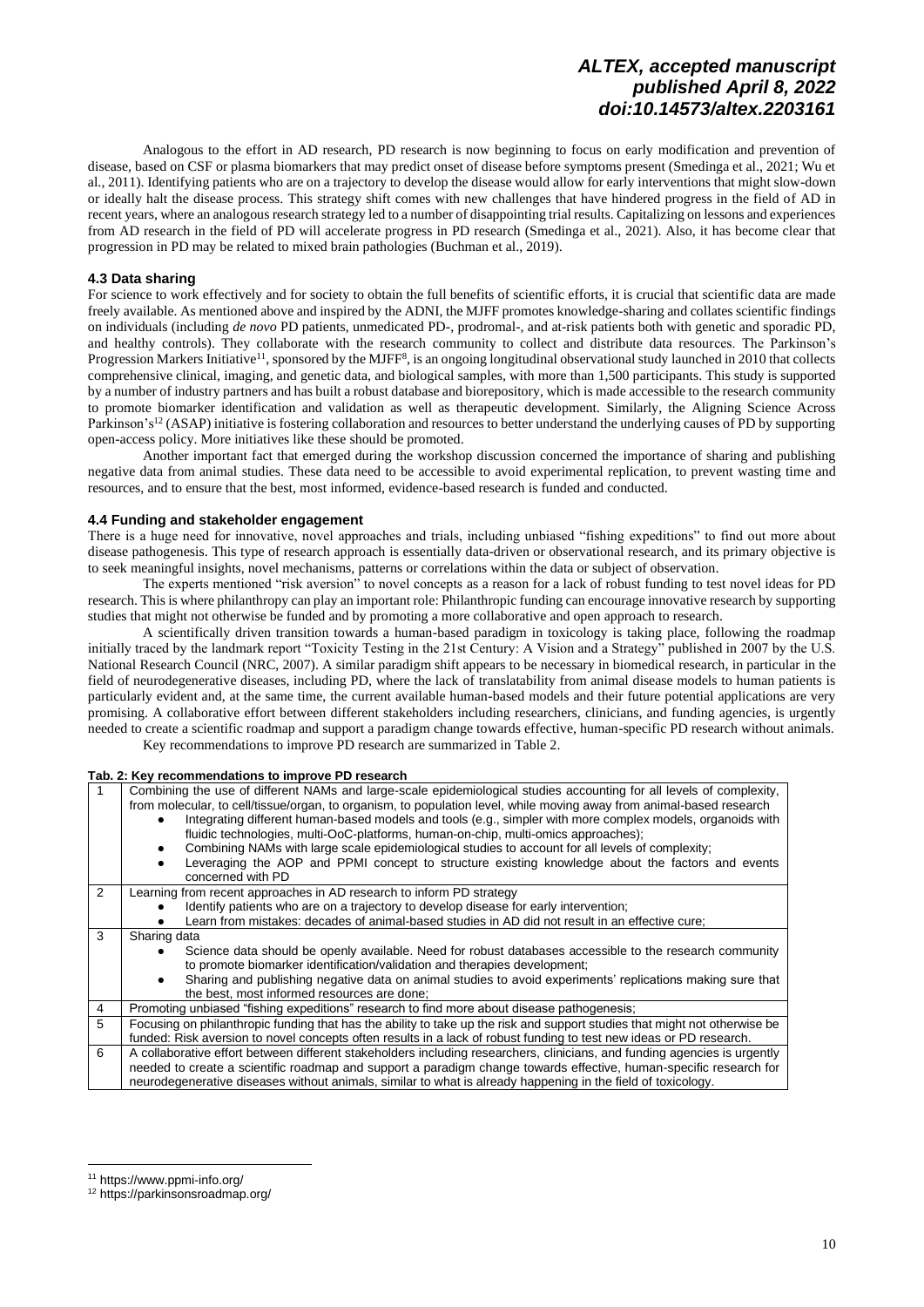Analogous to the effort in AD research, PD research is now beginning to focus on early modification and prevention of disease, based on CSF or plasma biomarkers that may predict onset of disease before symptoms present (Smedinga et al., 2021; Wu et al., 2011). Identifying patients who are on a trajectory to develop the disease would allow for early interventions that might slow-down or ideally halt the disease process. This strategy shift comes with new challenges that have hindered progress in the field of AD in recent years, where an analogous research strategy led to a number of disappointing trial results. Capitalizing on lessons and experiences from AD research in the field of PD will accelerate progress in PD research (Smedinga et al., 2021). Also, it has become clear that progression in PD may be related to mixed brain pathologies (Buchman et al., 2019).

### 4.3 Data sharing

For science to work effectively and for society to obtain the full benefits of scientific efforts, it is crucial that scientific data are made freely available. As mentioned above and inspired by the ADNI, the MJFF promotes knowledge-sharing and collates scientific findings on individuals (including *de novo* PD patients, unmedicated PD-, prodromal-, and at-risk patients both with genetic and sporadic PD, and healthy controls). They collaborate with the research community to collect and distribute data resources. The Parkinson's Progression Markers Initiative[11], sponsored by the MJFF[8], is an ongoing longitudinal observational study launched in 2010 that collects comprehensive clinical, imaging, and genetic data, and biological samples, with more than 1,500 participants. This study is supported by a number of industry partners and has built a robust database and biorepository, which is made accessible to the research community to promote biomarker identification and validation as well as therapeutic development. Similarly, the Aligning Science Across Parkinson's[12] (ASAP) initiative is fostering collaboration and resources to better understand the underlying causes of PD by supporting open-access policy. More initiatives like these should be promoted.

Another important fact that emerged during the workshop discussion concerned the importance of sharing and publishing negative data from animal studies. These data need to be accessible to avoid experimental replication, to prevent wasting time and resources, and to ensure that the best, most informed, evidence-based research is funded and conducted.

### 4.4 Funding and stakeholder engagement

There is a huge need for innovative, novel approaches and trials, including unbiased "fishing expeditions" to find out more about disease pathogenesis. This type of research approach is essentially data-driven or observational research, and its primary objective is to seek meaningful insights, novel mechanisms, patterns or correlations within the data or subject of observation.

The experts mentioned "risk aversion" to novel concepts as a reason for a lack of robust funding to test novel ideas for PD research. This is where philanthropy can play an important role: Philanthropic funding can encourage innovative research by supporting studies that might not otherwise be funded and by promoting a more collaborative and open approach to research.

A scientifically driven transition towards a human-based paradigm in toxicology is taking place, following the roadmap initially traced by the landmark report "Toxicity Testing in the 21st Century: A Vision and a Strategy" published in 2007 by the U.S. National Research Council (NRC, 2007). A similar paradigm shift appears to be necessary in biomedical research, in particular in the field of neurodegenerative diseases, including PD, where the lack of translatability from animal disease models to human patients is particularly evident and, at the same time, the current available human-based models and their future potential applications are very promising. A collaborative effort between different stakeholders including researchers, clinicians, and funding agencies, is urgently needed to create a scientific roadmap and support a paradigm change towards effective, human-specific PD research without animals.

Key recommendations to improve PD research are summarized in Table 2.

**Tab. 2: Key recommendations to improve PD research**

| | |
|---|---|
| 1 | Combining the use of different NAMs and large-scale epidemiological studies accounting for all levels of complexity, from molecular, to cell/tissue/organ, to organism, to population level, while moving away from animal-based research<br>• Integrating different human-based models and tools (e.g., simpler with more complex models, organoids with fluidic technologies, multi-OoC-platforms, human-on-chip, multi-omics approaches);<br>• Combining NAMs with large scale epidemiological studies to account for all levels of complexity;<br>• Leveraging the AOP and PPMI concept to structure existing knowledge about the factors and events concerned with PD |
| 2 | Learning from recent approaches in AD research to inform PD strategy<br>• Identify patients who are on a trajectory to develop disease for early intervention;<br>• Learn from mistakes: decades of animal-based studies in AD did not result in an effective cure; |
| 3 | Sharing data<br>• Science data should be openly available. Need for robust databases accessible to the research community to promote biomarker identification/validation and therapies development;<br>• Sharing and publishing negative data on animal studies to avoid experiments' replications making sure that the best, most informed resources are done; |
| 4 | Promoting unbiased "fishing expeditions" research to find more about disease pathogenesis; |
| 5 | Focusing on philanthropic funding that has the ability to take up the risk and support studies that might not otherwise be funded: Risk aversion to novel concepts often results in a lack of robust funding to test new ideas or PD research. |
| 6 | A collaborative effort between different stakeholders including researchers, clinicians, and funding agencies is urgently needed to create a scientific roadmap and support a paradigm change towards effective, human-specific research for neurodegenerative diseases without animals, similar to what is already happening in the field of toxicology. |

[11] https://www.ppmi-info.org/

[12] https://parkinsonsroadmap.org/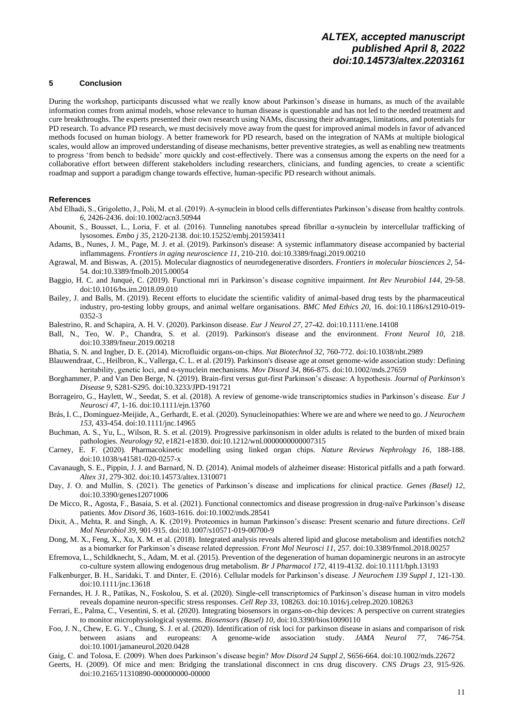## 5 Conclusion

During the workshop, participants discussed what we really know about Parkinson's disease in humans, as much of the available information comes from animal models, whose relevance to human disease is questionable and has not led to the needed treatment and cure breakthroughs. The experts presented their own research using NAMs, discussing their advantages, limitations, and potentials for PD research. To advance PD research, we must decisively move away from the quest for improved animal models in favor of advanced methods focused on human biology. A better framework for PD research, based on the integration of NAMs at multiple biological scales, would allow an improved understanding of disease mechanisms, better preventive strategies, as well as enabling new treatments to progress 'from bench to bedside' more quickly and cost-effectively. There was a consensus among the experts on the need for a collaborative effort between different stakeholders including researchers, clinicians, and funding agencies, to create a scientific roadmap and support a paradigm change towards effective, human-specific PD research without animals.

### References

Abd Elhadi, S., Grigoletto, J., Poli, M. et al. (2019). A-synuclein in blood cells differentiates Parkinson's disease from healthy controls. *6*, 2426-2436. doi:10.1002/acn3.50944

Abounit, S., Bousset, L., Loria, F. et al. (2016). Tunneling nanotubes spread fibrillar α-synuclein by intercellular trafficking of lysosomes. *Embo j 35*, 2120-2138. doi:10.15252/embj.201593411

Adams, B., Nunes, J. M., Page, M. J. et al. (2019). Parkinson's disease: A systemic inflammatory disease accompanied by bacterial inflammagens. *Frontiers in aging neuroscience 11*, 210-210. doi:10.3389/fnagi.2019.00210

Agrawal, M. and Biswas, A. (2015). Molecular diagnostics of neurodegenerative disorders. *Frontiers in molecular biosciences 2*, 54-54. doi:10.3389/fmolb.2015.00054

Baggio, H. C. and Junqué, C. (2019). Functional mri in Parkinson's disease cognitive impairment. *Int Rev Neurobiol 144*, 29-58. doi:10.1016/bs.irn.2018.09.010

Bailey, J. and Balls, M. (2019). Recent efforts to elucidate the scientific validity of animal-based drug tests by the pharmaceutical industry, pro-testing lobby groups, and animal welfare organisations. *BMC Med Ethics 20*, 16. doi:10.1186/s12910-019-0352-3

Balestrino, R. and Schapira, A. H. V. (2020). Parkinson disease. *Eur J Neurol 27*, 27-42. doi:10.1111/ene.14108

Ball, N., Teo, W. P., Chandra, S. et al. (2019). Parkinson's disease and the environment. *Front Neurol 10*, 218. doi:10.3389/fneur.2019.00218

Bhatia, S. N. and Ingber, D. E. (2014). Microfluidic organs-on-chips. *Nat Biotechnol 32*, 760-772. doi:10.1038/nbt.2989

Blauwendraat, C., Heilbron, K., Vallerga, C. L. et al. (2019). Parkinson's disease age at onset genome-wide association study: Defining heritability, genetic loci, and α-synuclein mechanisms. *Mov Disord 34*, 866-875. doi:10.1002/mds.27659

Borghammer, P. and Van Den Berge, N. (2019). Brain-first versus gut-first Parkinson's disease: A hypothesis. *Journal of Parkinson's Disease 9*, S281-S295. doi:10.3233/JPD-191721

Borrageiro, G., Haylett, W., Seedat, S. et al. (2018). A review of genome-wide transcriptomics studies in Parkinson's disease. *Eur J Neurosci 47*, 1-16. doi:10.1111/ejn.13760

Brás, I. C., Dominguez-Meijide, A., Gerhardt, E. et al. (2020). Synucleinopathies: Where we are and where we need to go. *J Neurochem 153*, 433-454. doi:10.1111/jnc.14965

Buchman, A. S., Yu, L., Wilson, R. S. et al. (2019). Progressive parkinsonism in older adults is related to the burden of mixed brain pathologies. *Neurology 92*, e1821-e1830. doi:10.1212/wnl.0000000000007315

Carney, E. F. (2020). Pharmacokinetic modelling using linked organ chips. *Nature Reviews Nephrology 16*, 188-188. doi:10.1038/s41581-020-0257-x

Cavanaugh, S. E., Pippin, J. J. and Barnard, N. D. (2014). Animal models of alzheimer disease: Historical pitfalls and a path forward. *Altex 31*, 279-302. doi:10.14573/altex.1310071

Day, J. O. and Mullin, S. (2021). The genetics of Parkinson's disease and implications for clinical practice. *Genes (Basel) 12*, doi:10.3390/genes12071006

De Micco, R., Agosta, F., Basaia, S. et al. (2021). Functional connectomics and disease progression in drug-naïve Parkinson's disease patients. *Mov Disord 36*, 1603-1616. doi:10.1002/mds.28541

Dixit, A., Mehta, R. and Singh, A. K. (2019). Proteomics in human Parkinson's disease: Present scenario and future directions. *Cell Mol Neurobiol 39*, 901-915. doi:10.1007/s10571-019-00700-9

Dong, M. X., Feng, X., Xu, X. M. et al. (2018). Integrated analysis reveals altered lipid and glucose metabolism and identifies notch2 as a biomarker for Parkinson's disease related depression. *Front Mol Neurosci 11*, 257. doi:10.3389/fnmol.2018.00257

Efremova, L., Schildknecht, S., Adam, M. et al. (2015). Prevention of the degeneration of human dopaminergic neurons in an astrocyte co-culture system allowing endogenous drug metabolism. *Br J Pharmacol 172*, 4119-4132. doi:10.1111/bph.13193

Falkenburger, B. H., Saridaki, T. and Dinter, E. (2016). Cellular models for Parkinson's disease. *J Neurochem 139 Suppl 1*, 121-130. doi:10.1111/jnc.13618

Fernandes, H. J. R., Patikas, N., Foskolou, S. et al. (2020). Single-cell transcriptomics of Parkinson's disease human in vitro models reveals dopamine neuron-specific stress responses. *Cell Rep 33*, 108263. doi:10.1016/j.celrep.2020.108263

Ferrari, E., Palma, C., Vesentini, S. et al. (2020). Integrating biosensors in organs-on-chip devices: A perspective on current strategies to monitor microphysiological systems. *Biosensors (Basel) 10*, doi:10.3390/bios10090110

Foo, J. N., Chew, E. G. Y., Chung, S. J. et al. (2020). Identification of risk loci for parkinson disease in asians and comparison of risk between asians and europeans: A genome-wide association study. *JAMA Neurol 77*, 746-754. doi:10.1001/jamaneurol.2020.0428

Gaig, C. and Tolosa, E. (2009). When does Parkinson's disease begin? *Mov Disord 24 Suppl 2*, S656-664. doi:10.1002/mds.22672

Geerts, H. (2009). Of mice and men: Bridging the translational disconnect in cns drug discovery. *CNS Drugs 23*, 915-926. doi:10.2165/11310890-000000000-00000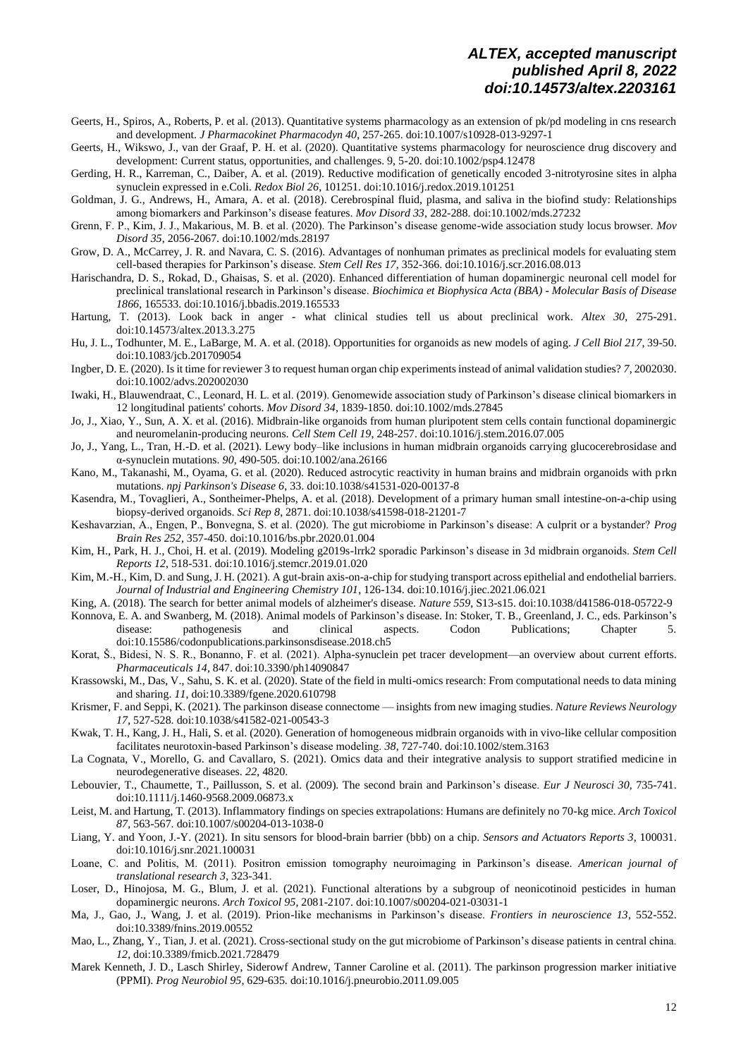Geerts, H., Spiros, A., Roberts, P. et al. (2013). Quantitative systems pharmacology as an extension of pk/pd modeling in cns research and development. *J Pharmacokinet Pharmacodyn 40*, 257-265. doi:10.1007/s10928-013-9297-1

Geerts, H., Wikswo, J., van der Graaf, P. H. et al. (2020). Quantitative systems pharmacology for neuroscience drug discovery and development: Current status, opportunities, and challenges. 9, 5-20. doi:10.1002/psp4.12478

Gerding, H. R., Karreman, C., Daiber, A. et al. (2019). Reductive modification of genetically encoded 3-nitrotyrosine sites in alpha synuclein expressed in e.Coli. *Redox Biol 26*, 101251. doi:10.1016/j.redox.2019.101251

Goldman, J. G., Andrews, H., Amara, A. et al. (2018). Cerebrospinal fluid, plasma, and saliva in the biofind study: Relationships among biomarkers and Parkinson's disease features. *Mov Disord 33*, 282-288. doi:10.1002/mds.27232

Grenn, F. P., Kim, J. J., Makarious, M. B. et al. (2020). The Parkinson's disease genome-wide association study locus browser. *Mov Disord 35*, 2056-2067. doi:10.1002/mds.28197

Grow, D. A., McCarrey, J. R. and Navara, C. S. (2016). Advantages of nonhuman primates as preclinical models for evaluating stem cell-based therapies for Parkinson's disease. *Stem Cell Res 17*, 352-366. doi:10.1016/j.scr.2016.08.013

Harischandra, D. S., Rokad, D., Ghaisas, S. et al. (2020). Enhanced differentiation of human dopaminergic neuronal cell model for preclinical translational research in Parkinson's disease. *Biochimica et Biophysica Acta (BBA) - Molecular Basis of Disease 1866*, 165533. doi:10.1016/j.bbadis.2019.165533

Hartung, T. (2013). Look back in anger - what clinical studies tell us about preclinical work. *Altex 30*, 275-291. doi:10.14573/altex.2013.3.275

Hu, J. L., Todhunter, M. E., LaBarge, M. A. et al. (2018). Opportunities for organoids as new models of aging. *J Cell Biol 217*, 39-50. doi:10.1083/jcb.201709054

Ingber, D. E. (2020). Is it time for reviewer 3 to request human organ chip experiments instead of animal validation studies? *7*, 2002030. doi:10.1002/advs.202002030

Iwaki, H., Blauwendraat, C., Leonard, H. L. et al. (2019). Genomewide association study of Parkinson's disease clinical biomarkers in 12 longitudinal patients' cohorts. *Mov Disord 34*, 1839-1850. doi:10.1002/mds.27845

Jo, J., Xiao, Y., Sun, A. X. et al. (2016). Midbrain-like organoids from human pluripotent stem cells contain functional dopaminergic and neuromelanin-producing neurons. *Cell Stem Cell 19*, 248-257. doi:10.1016/j.stem.2016.07.005

Jo, J., Yang, L., Tran, H.-D. et al. (2021). Lewy body–like inclusions in human midbrain organoids carrying glucocerebrosidase and α-synuclein mutations. *90*, 490-505. doi:10.1002/ana.26166

Kano, M., Takanashi, M., Oyama, G. et al. (2020). Reduced astrocytic reactivity in human brains and midbrain organoids with prkn mutations. *npj Parkinson's Disease 6*, 33. doi:10.1038/s41531-020-00137-8

Kasendra, M., Tovaglieri, A., Sontheimer-Phelps, A. et al. (2018). Development of a primary human small intestine-on-a-chip using biopsy-derived organoids. *Sci Rep 8*, 2871. doi:10.1038/s41598-018-21201-7

Keshavarzian, A., Engen, P., Bonvegna, S. et al. (2020). The gut microbiome in Parkinson's disease: A culprit or a bystander? *Prog Brain Res 252*, 357-450. doi:10.1016/bs.pbr.2020.01.004

Kim, H., Park, H. J., Choi, H. et al. (2019). Modeling g2019s-lrrk2 sporadic Parkinson's disease in 3d midbrain organoids. *Stem Cell Reports 12*, 518-531. doi:10.1016/j.stemcr.2019.01.020

Kim, M.-H., Kim, D. and Sung, J. H. (2021). A gut-brain axis-on-a-chip for studying transport across epithelial and endothelial barriers. *Journal of Industrial and Engineering Chemistry 101*, 126-134. doi:10.1016/j.jiec.2021.06.021

King, A. (2018). The search for better animal models of alzheimer's disease. *Nature 559*, S13-s15. doi:10.1038/d41586-018-05722-9

Konnova, E. A. and Swanberg, M. (2018). Animal models of Parkinson's disease. In: Stoker, T. B., Greenland, J. C., eds. Parkinson's disease: pathogenesis and clinical aspects. Codon Publications; Chapter 5. doi:10.15586/codonpublications.parkinsonsdisease.2018.ch5

Korat, Š., Bidesi, N. S. R., Bonanno, F. et al. (2021). Alpha-synuclein pet tracer development—an overview about current efforts. *Pharmaceuticals 14*, 847. doi:10.3390/ph14090847

Krassowski, M., Das, V., Sahu, S. K. et al. (2020). State of the field in multi-omics research: From computational needs to data mining and sharing. *11*, doi:10.3389/fgene.2020.610798

Krismer, F. and Seppi, K. (2021). The parkinson disease connectome — insights from new imaging studies. *Nature Reviews Neurology 17*, 527-528. doi:10.1038/s41582-021-00543-3

Kwak, T. H., Kang, J. H., Hali, S. et al. (2020). Generation of homogeneous midbrain organoids with in vivo-like cellular composition facilitates neurotoxin-based Parkinson's disease modeling. *38*, 727-740. doi:10.1002/stem.3163

La Cognata, V., Morello, G. and Cavallaro, S. (2021). Omics data and their integrative analysis to support stratified medicine in neurodegenerative diseases. *22*, 4820.

Lebouvier, T., Chaumette, T., Paillusson, S. et al. (2009). The second brain and Parkinson's disease. *Eur J Neurosci 30*, 735-741. doi:10.1111/j.1460-9568.2009.06873.x

Leist, M. and Hartung, T. (2013). Inflammatory findings on species extrapolations: Humans are definitely no 70-kg mice. *Arch Toxicol 87*, 563-567. doi:10.1007/s00204-013-1038-0

Liang, Y. and Yoon, J.-Y. (2021). In situ sensors for blood-brain barrier (bbb) on a chip. *Sensors and Actuators Reports 3*, 100031. doi:10.1016/j.snr.2021.100031

Loane, C. and Politis, M. (2011). Positron emission tomography neuroimaging in Parkinson's disease. *American journal of translational research 3*, 323-341.

Loser, D., Hinojosa, M. G., Blum, J. et al. (2021). Functional alterations by a subgroup of neonicotinoid pesticides in human dopaminergic neurons. *Arch Toxicol 95*, 2081-2107. doi:10.1007/s00204-021-03031-1

Ma, J., Gao, J., Wang, J. et al. (2019). Prion-like mechanisms in Parkinson's disease. *Frontiers in neuroscience 13*, 552-552. doi:10.3389/fnins.2019.00552

Mao, L., Zhang, Y., Tian, J. et al. (2021). Cross-sectional study on the gut microbiome of Parkinson's disease patients in central china. *12*, doi:10.3389/fmicb.2021.728479

Marek Kenneth, J. D., Lasch Shirley, Siderowf Andrew, Tanner Caroline et al. (2011). The parkinson progression marker initiative (PPMI). *Prog Neurobiol 95*, 629-635. doi:10.1016/j.pneurobio.2011.09.005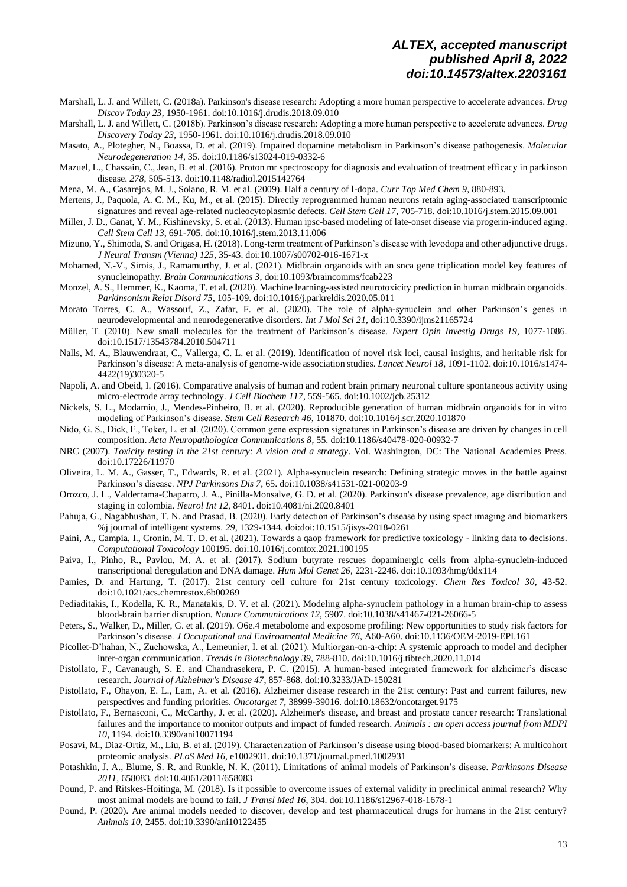Marshall, L. J. and Willett, C. (2018a). Parkinson's disease research: Adopting a more human perspective to accelerate advances. *Drug Discov Today 23*, 1950-1961. doi:10.1016/j.drudis.2018.09.010

Marshall, L. J. and Willett, C. (2018b). Parkinson's disease research: Adopting a more human perspective to accelerate advances. *Drug Discovery Today 23*, 1950-1961. doi:10.1016/j.drudis.2018.09.010

Masato, A., Plotegher, N., Boassa, D. et al. (2019). Impaired dopamine metabolism in Parkinson's disease pathogenesis. *Molecular Neurodegeneration 14*, 35. doi:10.1186/s13024-019-0332-6

Mazuel, L., Chassain, C., Jean, B. et al. (2016). Proton mr spectroscopy for diagnosis and evaluation of treatment efficacy in parkinson disease. *278*, 505-513. doi:10.1148/radiol.2015142764

Mena, M. A., Casarejos, M. J., Solano, R. M. et al. (2009). Half a century of l-dopa. *Curr Top Med Chem 9*, 880-893.

Mertens, J., Paquola, A. C. M., Ku, M., et al. (2015). Directly reprogrammed human neurons retain aging-associated transcriptomic signatures and reveal age-related nucleocytoplasmic defects. *Cell Stem Cell 17*, 705-718. doi:10.1016/j.stem.2015.09.001

Miller, J. D., Ganat, Y. M., Kishinevsky, S. et al. (2013). Human ipsc-based modeling of late-onset disease via progerin-induced aging. *Cell Stem Cell 13*, 691-705. doi:10.1016/j.stem.2013.11.006

Mizuno, Y., Shimoda, S. and Origasa, H. (2018). Long-term treatment of Parkinson's disease with levodopa and other adjunctive drugs. *J Neural Transm (Vienna) 125*, 35-43. doi:10.1007/s00702-016-1671-x

Mohamed, N.-V., Sirois, J., Ramamurthy, J. et al. (2021). Midbrain organoids with an snca gene triplication model key features of synucleinopathy. *Brain Communications 3*, doi:10.1093/braincomms/fcab223

Monzel, A. S., Hemmer, K., Kaoma, T. et al. (2020). Machine learning-assisted neurotoxicity prediction in human midbrain organoids. *Parkinsonism Relat Disord 75*, 105-109. doi:10.1016/j.parkreldis.2020.05.011

Morato Torres, C. A., Wassouf, Z., Zafar, F. et al. (2020). The role of alpha-synuclein and other Parkinson's genes in neurodevelopmental and neurodegenerative disorders. *Int J Mol Sci 21*, doi:10.3390/ijms21165724

Müller, T. (2010). New small molecules for the treatment of Parkinson's disease. *Expert Opin Investig Drugs 19*, 1077-1086. doi:10.1517/13543784.2010.504711

Nalls, M. A., Blauwendraat, C., Vallerga, C. L. et al. (2019). Identification of novel risk loci, causal insights, and heritable risk for Parkinson's disease: A meta-analysis of genome-wide association studies. *Lancet Neurol 18*, 1091-1102. doi:10.1016/s1474-4422(19)30320-5

Napoli, A. and Obeid, I. (2016). Comparative analysis of human and rodent brain primary neuronal culture spontaneous activity using micro-electrode array technology. *J Cell Biochem 117*, 559-565. doi:10.1002/jcb.25312

Nickels, S. L., Modamio, J., Mendes-Pinheiro, B. et al. (2020). Reproducible generation of human midbrain organoids for in vitro modeling of Parkinson's disease. *Stem Cell Research 46*, 101870. doi:10.1016/j.scr.2020.101870

Nido, G. S., Dick, F., Toker, L. et al. (2020). Common gene expression signatures in Parkinson's disease are driven by changes in cell composition. *Acta Neuropathologica Communications 8*, 55. doi:10.1186/s40478-020-00932-7

NRC (2007). *Toxicity testing in the 21st century: A vision and a strategy*. Vol. Washington, DC: The National Academies Press. doi:10.17226/11970

Oliveira, L. M. A., Gasser, T., Edwards, R. et al. (2021). Alpha-synuclein research: Defining strategic moves in the battle against Parkinson's disease. *NPJ Parkinsons Dis 7*, 65. doi:10.1038/s41531-021-00203-9

Orozco, J. L., Valderrama-Chaparro, J. A., Pinilla-Monsalve, G. D. et al. (2020). Parkinson's disease prevalence, age distribution and staging in colombia. *Neurol Int 12*, 8401. doi:10.4081/ni.2020.8401

Pahuja, G., Nagabhushan, T. N. and Prasad, B. (2020). Early detection of Parkinson's disease by using spect imaging and biomarkers %j journal of intelligent systems. *29*, 1329-1344. doi:doi:10.1515/jisys-2018-0261

Paini, A., Campia, I., Cronin, M. T. D. et al. (2021). Towards a qaop framework for predictive toxicology - linking data to decisions. *Computational Toxicology* 100195. doi:10.1016/j.comtox.2021.100195

Paiva, I., Pinho, R., Pavlou, M. A. et al. (2017). Sodium butyrate rescues dopaminergic cells from alpha-synuclein-induced transcriptional deregulation and DNA damage. *Hum Mol Genet 26*, 2231-2246. doi:10.1093/hmg/ddx114

Pamies, D. and Hartung, T. (2017). 21st century cell culture for 21st century toxicology. *Chem Res Toxicol 30*, 43-52. doi:10.1021/acs.chemrestox.6b00269

Pediaditakis, I., Kodella, K. R., Manatakis, D. V. et al. (2021). Modeling alpha-synuclein pathology in a human brain-chip to assess blood-brain barrier disruption. *Nature Communications 12*, 5907. doi:10.1038/s41467-021-26066-5

Peters, S., Walker, D., Miller, G. et al. (2019). O6e.4 metabolome and exposome profiling: New opportunities to study risk factors for Parkinson's disease. *J Occupational and Environmental Medicine 76*, A60-A60. doi:10.1136/OEM-2019-EPI.161

Picollet-D'hahan, N., Zuchowska, A., Lemeunier, I. et al. (2021). Multiorgan-on-a-chip: A systemic approach to model and decipher inter-organ communication. *Trends in Biotechnology 39*, 788-810. doi:10.1016/j.tibtech.2020.11.014

Pistollato, F., Cavanaugh, S. E. and Chandrasekera, P. C. (2015). A human-based integrated framework for alzheimer's disease research. *Journal of Alzheimer's Disease 47*, 857-868. doi:10.3233/JAD-150281

Pistollato, F., Ohayon, E. L., Lam, A. et al. (2016). Alzheimer disease research in the 21st century: Past and current failures, new perspectives and funding priorities. *Oncotarget 7*, 38999-39016. doi:10.18632/oncotarget.9175

Pistollato, F., Bernasconi, C., McCarthy, J. et al. (2020). Alzheimer's disease, and breast and prostate cancer research: Translational failures and the importance to monitor outputs and impact of funded research. *Animals : an open access journal from MDPI 10*, 1194. doi:10.3390/ani10071194

Posavi, M., Diaz-Ortiz, M., Liu, B. et al. (2019). Characterization of Parkinson's disease using blood-based biomarkers: A multicohort proteomic analysis. *PLoS Med 16*, e1002931. doi:10.1371/journal.pmed.1002931

Potashkin, J. A., Blume, S. R. and Runkle, N. K. (2011). Limitations of animal models of Parkinson's disease. *Parkinsons Disease 2011*, 658083. doi:10.4061/2011/658083

Pound, P. and Ritskes-Hoitinga, M. (2018). Is it possible to overcome issues of external validity in preclinical animal research? Why most animal models are bound to fail. *J Transl Med 16*, 304. doi:10.1186/s12967-018-1678-1

Pound, P. (2020). Are animal models needed to discover, develop and test pharmaceutical drugs for humans in the 21st century? *Animals 10*, 2455. doi:10.3390/ani10122455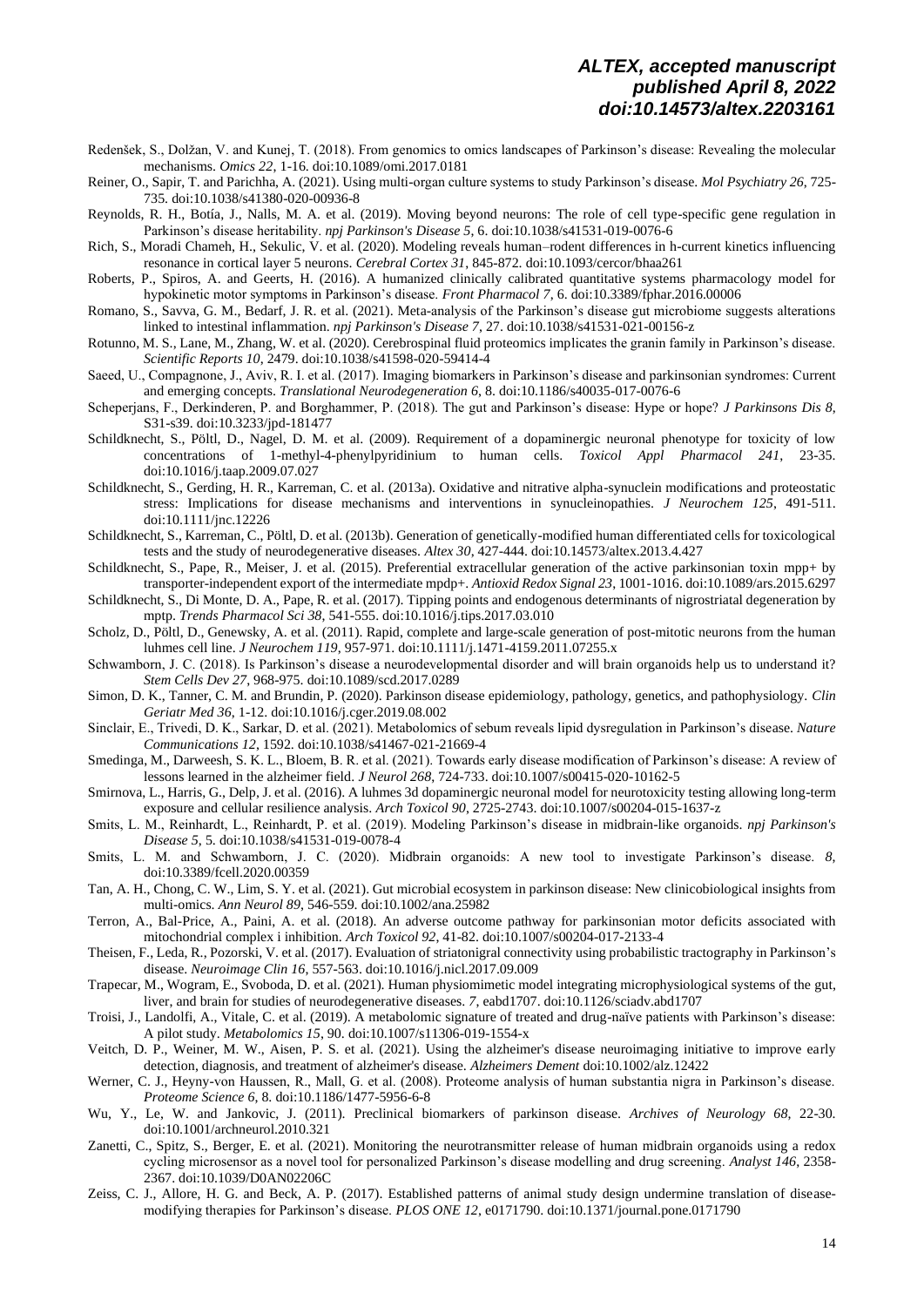Redenšek, S., Dolžan, V. and Kunej, T. (2018). From genomics to omics landscapes of Parkinson's disease: Revealing the molecular mechanisms. *Omics 22*, 1-16. doi:10.1089/omi.2017.0181

Reiner, O., Sapir, T. and Parichha, A. (2021). Using multi-organ culture systems to study Parkinson's disease. *Mol Psychiatry 26*, 725-735. doi:10.1038/s41380-020-00936-8

Reynolds, R. H., Botía, J., Nalls, M. A. et al. (2019). Moving beyond neurons: The role of cell type-specific gene regulation in Parkinson's disease heritability. *npj Parkinson's Disease 5*, 6. doi:10.1038/s41531-019-0076-6

Rich, S., Moradi Chameh, H., Sekulic, V. et al. (2020). Modeling reveals human–rodent differences in h-current kinetics influencing resonance in cortical layer 5 neurons. *Cerebral Cortex 31*, 845-872. doi:10.1093/cercor/bhaa261

Roberts, P., Spiros, A. and Geerts, H. (2016). A humanized clinically calibrated quantitative systems pharmacology model for hypokinetic motor symptoms in Parkinson's disease. *Front Pharmacol 7*, 6. doi:10.3389/fphar.2016.00006

Romano, S., Savva, G. M., Bedarf, J. R. et al. (2021). Meta-analysis of the Parkinson's disease gut microbiome suggests alterations linked to intestinal inflammation. *npj Parkinson's Disease 7*, 27. doi:10.1038/s41531-021-00156-z

Rotunno, M. S., Lane, M., Zhang, W. et al. (2020). Cerebrospinal fluid proteomics implicates the granin family in Parkinson's disease. *Scientific Reports 10*, 2479. doi:10.1038/s41598-020-59414-4

Saeed, U., Compagnone, J., Aviv, R. I. et al. (2017). Imaging biomarkers in Parkinson's disease and parkinsonian syndromes: Current and emerging concepts. *Translational Neurodegeneration 6*, 8. doi:10.1186/s40035-017-0076-6

Scheperjans, F., Derkinderen, P. and Borghammer, P. (2018). The gut and Parkinson's disease: Hype or hope? *J Parkinsons Dis 8*, S31-s39. doi:10.3233/jpd-181477

Schildknecht, S., Pöltl, D., Nagel, D. M. et al. (2009). Requirement of a dopaminergic neuronal phenotype for toxicity of low concentrations of 1-methyl-4-phenylpyridinium to human cells. *Toxicol Appl Pharmacol 241*, 23-35. doi:10.1016/j.taap.2009.07.027

Schildknecht, S., Gerding, H. R., Karreman, C. et al. (2013a). Oxidative and nitrative alpha-synuclein modifications and proteostatic stress: Implications for disease mechanisms and interventions in synucleinopathies. *J Neurochem 125*, 491-511. doi:10.1111/jnc.12226

Schildknecht, S., Karreman, C., Pöltl, D. et al. (2013b). Generation of genetically-modified human differentiated cells for toxicological tests and the study of neurodegenerative diseases. *Altex 30*, 427-444. doi:10.14573/altex.2013.4.427

Schildknecht, S., Pape, R., Meiser, J. et al. (2015). Preferential extracellular generation of the active parkinsonian toxin mpp+ by transporter-independent export of the intermediate mpdp+. *Antioxid Redox Signal 23*, 1001-1016. doi:10.1089/ars.2015.6297

Schildknecht, S., Di Monte, D. A., Pape, R. et al. (2017). Tipping points and endogenous determinants of nigrostriatal degeneration by mptp. *Trends Pharmacol Sci 38*, 541-555. doi:10.1016/j.tips.2017.03.010

Scholz, D., Pöltl, D., Genewsky, A. et al. (2011). Rapid, complete and large-scale generation of post-mitotic neurons from the human luhmes cell line. *J Neurochem 119*, 957-971. doi:10.1111/j.1471-4159.2011.07255.x

Schwamborn, J. C. (2018). Is Parkinson's disease a neurodevelopmental disorder and will brain organoids help us to understand it? *Stem Cells Dev 27*, 968-975. doi:10.1089/scd.2017.0289

Simon, D. K., Tanner, C. M. and Brundin, P. (2020). Parkinson disease epidemiology, pathology, genetics, and pathophysiology. *Clin Geriatr Med 36*, 1-12. doi:10.1016/j.cger.2019.08.002

Sinclair, E., Trivedi, D. K., Sarkar, D. et al. (2021). Metabolomics of sebum reveals lipid dysregulation in Parkinson's disease. *Nature Communications 12*, 1592. doi:10.1038/s41467-021-21669-4

Smedinga, M., Darweesh, S. K. L., Bloem, B. R. et al. (2021). Towards early disease modification of Parkinson's disease: A review of lessons learned in the alzheimer field. *J Neurol 268*, 724-733. doi:10.1007/s00415-020-10162-5

Smirnova, L., Harris, G., Delp, J. et al. (2016). A luhmes 3d dopaminergic neuronal model for neurotoxicity testing allowing long-term exposure and cellular resilience analysis. *Arch Toxicol 90*, 2725-2743. doi:10.1007/s00204-015-1637-z

Smits, L. M., Reinhardt, L., Reinhardt, P. et al. (2019). Modeling Parkinson's disease in midbrain-like organoids. *npj Parkinson's Disease 5*, 5. doi:10.1038/s41531-019-0078-4

Smits, L. M. and Schwamborn, J. C. (2020). Midbrain organoids: A new tool to investigate Parkinson's disease. *8*, doi:10.3389/fcell.2020.00359

Tan, A. H., Chong, C. W., Lim, S. Y. et al. (2021). Gut microbial ecosystem in parkinson disease: New clinicobiological insights from multi-omics. *Ann Neurol 89*, 546-559. doi:10.1002/ana.25982

Terron, A., Bal-Price, A., Paini, A. et al. (2018). An adverse outcome pathway for parkinsonian motor deficits associated with mitochondrial complex i inhibition. *Arch Toxicol 92*, 41-82. doi:10.1007/s00204-017-2133-4

Theisen, F., Leda, R., Pozorski, V. et al. (2017). Evaluation of striatonigral connectivity using probabilistic tractography in Parkinson's disease. *Neuroimage Clin 16*, 557-563. doi:10.1016/j.nicl.2017.09.009

Trapecar, M., Wogram, E., Svoboda, D. et al. (2021). Human physiomimetic model integrating microphysiological systems of the gut, liver, and brain for studies of neurodegenerative diseases. *7*, eabd1707. doi:10.1126/sciadv.abd1707

Troisi, J., Landolfi, A., Vitale, C. et al. (2019). A metabolomic signature of treated and drug-naïve patients with Parkinson's disease: A pilot study. *Metabolomics 15*, 90. doi:10.1007/s11306-019-1554-x

Veitch, D. P., Weiner, M. W., Aisen, P. S. et al. (2021). Using the alzheimer's disease neuroimaging initiative to improve early detection, diagnosis, and treatment of alzheimer's disease. *Alzheimers Dement* doi:10.1002/alz.12422

Werner, C. J., Heyny-von Haussen, R., Mall, G. et al. (2008). Proteome analysis of human substantia nigra in Parkinson's disease. *Proteome Science 6*, 8. doi:10.1186/1477-5956-6-8

Wu, Y., Le, W. and Jankovic, J. (2011). Preclinical biomarkers of parkinson disease. *Archives of Neurology 68*, 22-30. doi:10.1001/archneurol.2010.321

Zanetti, C., Spitz, S., Berger, E. et al. (2021). Monitoring the neurotransmitter release of human midbrain organoids using a redox cycling microsensor as a novel tool for personalized Parkinson's disease modelling and drug screening. *Analyst 146*, 2358-2367. doi:10.1039/D0AN02206C

Zeiss, C. J., Allore, H. G. and Beck, A. P. (2017). Established patterns of animal study design undermine translation of disease-modifying therapies for Parkinson's disease. *PLOS ONE 12*, e0171790. doi:10.1371/journal.pone.0171790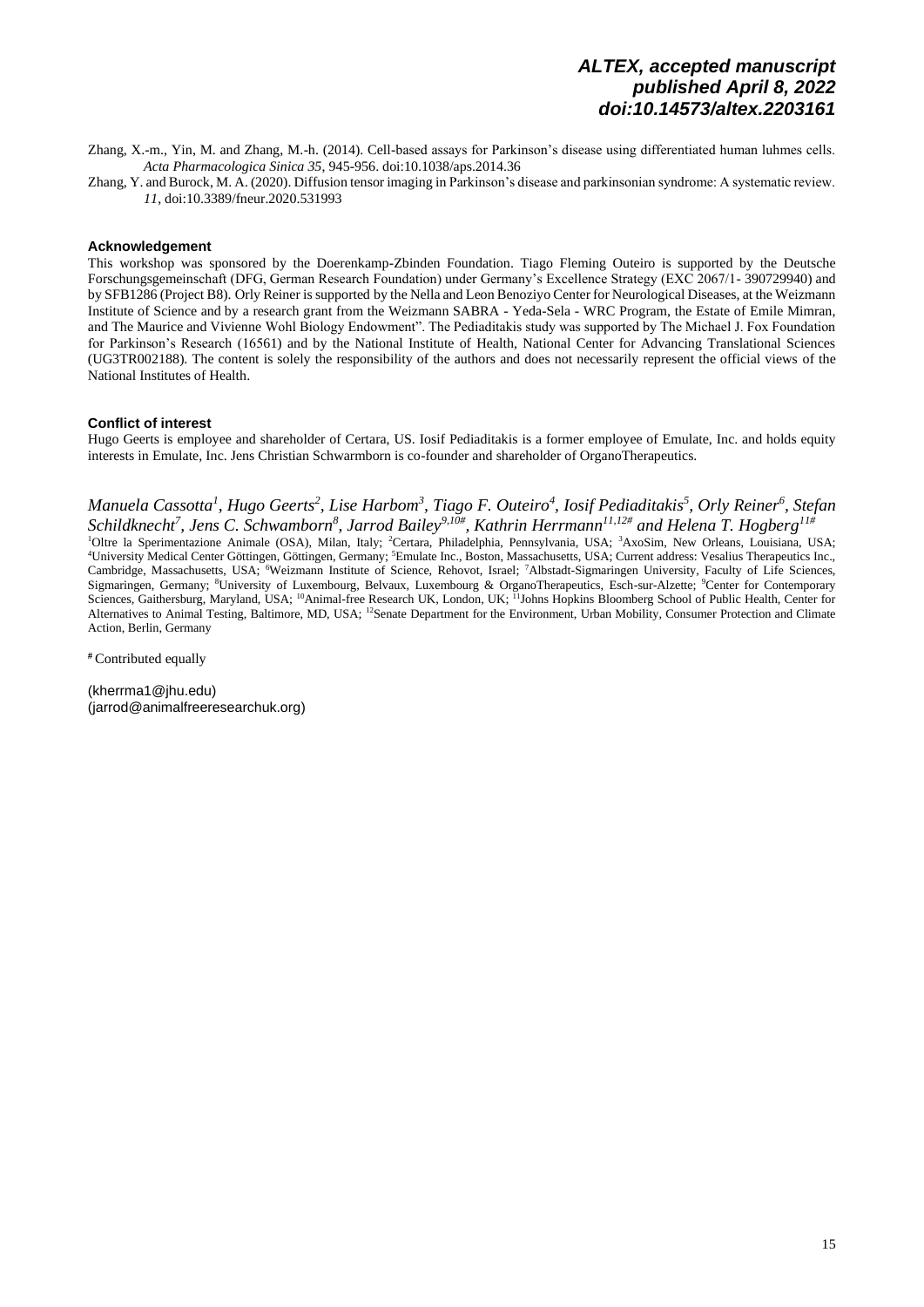Zhang, X.-m., Yin, M. and Zhang, M.-h. (2014). Cell-based assays for Parkinson's disease using differentiated human luhmes cells. *Acta Pharmacologica Sinica 35*, 945-956. doi:10.1038/aps.2014.36

Zhang, Y. and Burock, M. A. (2020). Diffusion tensor imaging in Parkinson's disease and parkinsonian syndrome: A systematic review. *11*, doi:10.3389/fneur.2020.531993

#### Acknowledgement

This workshop was sponsored by the Doerenkamp-Zbinden Foundation. Tiago Fleming Outeiro is supported by the Deutsche Forschungsgemeinschaft (DFG, German Research Foundation) under Germany's Excellence Strategy (EXC 2067/1- 390729940) and by SFB1286 (Project B8). Orly Reiner is supported by the Nella and Leon Benoziyo Center for Neurological Diseases, at the Weizmann Institute of Science and by a research grant from the Weizmann SABRA - Yeda-Sela - WRC Program, the Estate of Emile Mimran, and The Maurice and Vivienne Wohl Biology Endowment". The Pediaditakis study was supported by The Michael J. Fox Foundation for Parkinson's Research (16561) and by the National Institute of Health, National Center for Advancing Translational Sciences (UG3TR002188). The content is solely the responsibility of the authors and does not necessarily represent the official views of the National Institutes of Health.

#### Conflict of interest

Hugo Geerts is employee and shareholder of Certara, US. Iosif Pediaditakis is a former employee of Emulate, Inc. and holds equity interests in Emulate, Inc. Jens Christian Schwarmborn is co-founder and shareholder of OrganoTherapeutics.

*Manuela Cassotta[1], Hugo Geerts[2], Lise Harbom[3], Tiago F. Outeiro[4], Iosif Pediaditakis[5], Orly Reiner[6], Stefan Schildknecht[7], Jens C. Schwamborn[8], Jarrod Bailey[9,10#], Kathrin Herrmann[11,12#] and Helena T. Hogberg[11#]*

[1]Oltre la Sperimentazione Animale (OSA), Milan, Italy; [2]Certara, Philadelphia, Pennsylvania, USA; [3]AxoSim, New Orleans, Louisiana, USA; [4]University Medical Center Göttingen, Göttingen, Germany; [5]Emulate Inc., Boston, Massachusetts, USA; Current address: Vesalius Therapeutics Inc., Cambridge, Massachusetts, USA; [6]Weizmann Institute of Science, Rehovot, Israel; [7]Albstadt-Sigmaringen University, Faculty of Life Sciences, Sigmaringen, Germany; [8]University of Luxembourg, Belvaux, Luxembourg & OrganoTherapeutics, Esch-sur-Alzette; [9]Center for Contemporary Sciences, Gaithersburg, Maryland, USA; [10]Animal-free Research UK, London, UK; [11]Johns Hopkins Bloomberg School of Public Health, Center for Alternatives to Animal Testing, Baltimore, MD, USA; [12]Senate Department for the Environment, Urban Mobility, Consumer Protection and Climate Action, Berlin, Germany

[#] Contributed equally

(kherrma1@jhu.edu)
(jarrod@animalfreeresearchuk.org)